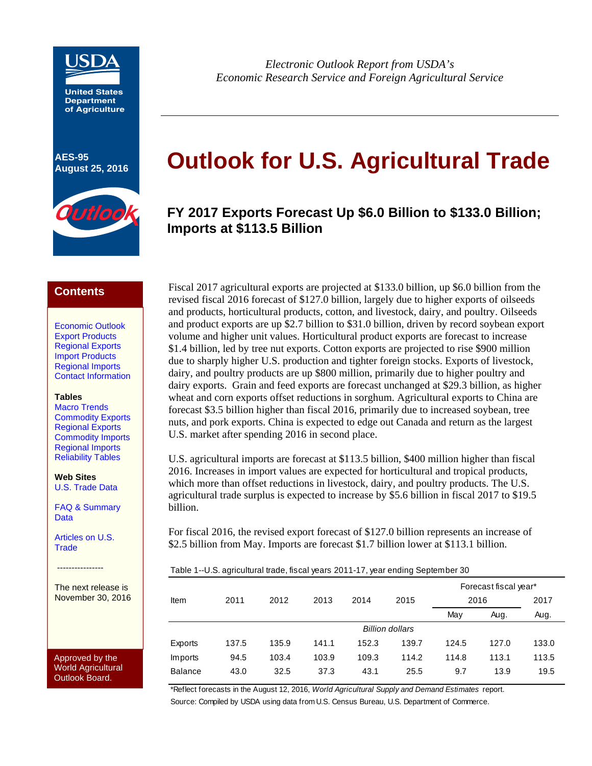Electronic Outlook Report from USDA's Economic Research Service and Foreign Agricultural Service

United States Department of Agriculture

AES-95
August 25, 2016

# Outlook for U.S. Agricultural Trade

## FY 2017 Exports Forecast Up $6.0 Billion to $133.0 Billion; Imports at $113.5 Billion

**Contents**

Economic Outlook
Export Products
Regional Exports
Import Products
Regional Imports
Contact Information

**Tables**
Macro Trends
Commodity Exports
Regional Exports
Commodity Imports
Regional Imports
Reliability Tables

**Web Sites**
U.S. Trade Data

FAQ & Summary Data

Articles on U.S. Trade

----------------

The next release is November 30, 2016

Approved by the World Agricultural Outlook Board.

Fiscal 2017 agricultural exports are projected at $133.0 billion, up $6.0 billion from the revised fiscal 2016 forecast of $127.0 billion, largely due to higher exports of oilseeds and products, horticultural products, cotton, and livestock, dairy, and poultry. Oilseeds and product exports are up $2.7 billion to $31.0 billion, driven by record soybean export volume and higher unit values. Horticultural product exports are forecast to increase $1.4 billion, led by tree nut exports. Cotton exports are projected to rise $900 million due to sharply higher U.S. production and tighter foreign stocks. Exports of livestock, dairy, and poultry products are up $800 million, primarily due to higher poultry and dairy exports. Grain and feed exports are forecast unchanged at $29.3 billion, as higher wheat and corn exports offset reductions in sorghum. Agricultural exports to China are forecast $3.5 billion higher than fiscal 2016, primarily due to increased soybean, tree nuts, and pork exports. China is expected to edge out Canada and return as the largest U.S. market after spending 2016 in second place.

U.S. agricultural imports are forecast at $113.5 billion, $400 million higher than fiscal 2016. Increases in import values are expected for horticultural and tropical products, which more than offset reductions in livestock, dairy, and poultry products. The U.S. agricultural trade surplus is expected to increase by $5.6 billion in fiscal 2017 to $19.5 billion.

For fiscal 2016, the revised export forecast of $127.0 billion represents an increase of $2.5 billion from May. Imports are forecast $1.7 billion lower at $113.1 billion.

Table 1--U.S. agricultural trade, fiscal years 2011-17, year ending September 30

| Item | 2011 | 2012 | 2013 | 2014 | 2015 | Forecast fiscal year* 2016 May | 2016 Aug. | 2017 Aug. |
|---|---|---|---|---|---|---|---|---|
| | | | | | *Billion dollars* | | | |
| Exports | 137.5 | 135.9 | 141.1 | 152.3 | 139.7 | 124.5 | 127.0 | 133.0 |
| Imports | 94.5 | 103.4 | 103.9 | 109.3 | 114.2 | 114.8 | 113.1 | 113.5 |
| Balance | 43.0 | 32.5 | 37.3 | 43.1 | 25.5 | 9.7 | 13.9 | 19.5 |

*Reflect forecasts in the August 12, 2016, *World Agricultural Supply and Demand Estimates* report.
Source: Compiled by USDA using data from U.S. Census Bureau, U.S. Department of Commerce.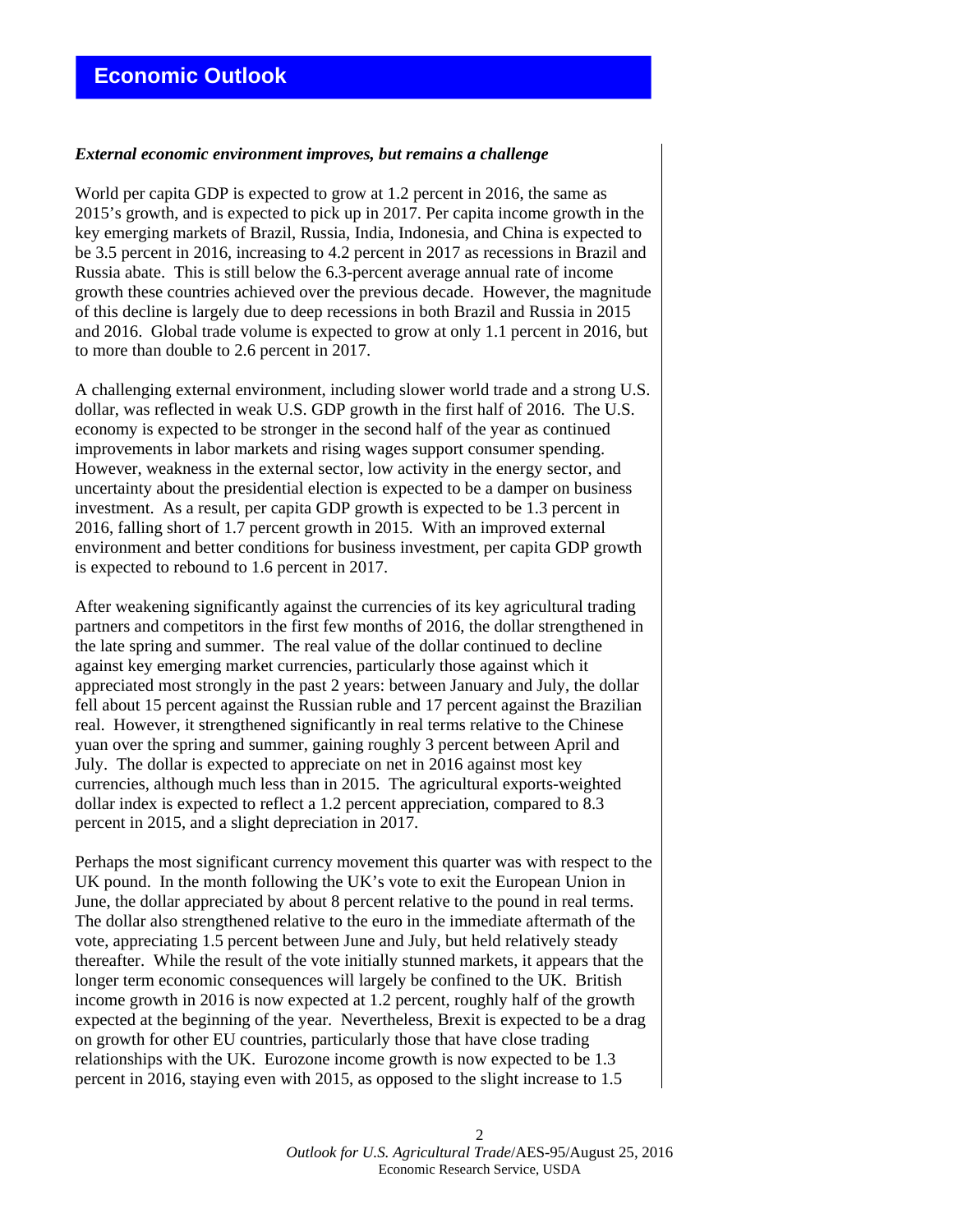# Economic Outlook

***External economic environment improves, but remains a challenge***

World per capita GDP is expected to grow at 1.2 percent in 2016, the same as 2015's growth, and is expected to pick up in 2017. Per capita income growth in the key emerging markets of Brazil, Russia, India, Indonesia, and China is expected to be 3.5 percent in 2016, increasing to 4.2 percent in 2017 as recessions in Brazil and Russia abate. This is still below the 6.3-percent average annual rate of income growth these countries achieved over the previous decade. However, the magnitude of this decline is largely due to deep recessions in both Brazil and Russia in 2015 and 2016. Global trade volume is expected to grow at only 1.1 percent in 2016, but to more than double to 2.6 percent in 2017.

A challenging external environment, including slower world trade and a strong U.S. dollar, was reflected in weak U.S. GDP growth in the first half of 2016. The U.S. economy is expected to be stronger in the second half of the year as continued improvements in labor markets and rising wages support consumer spending. However, weakness in the external sector, low activity in the energy sector, and uncertainty about the presidential election is expected to be a damper on business investment. As a result, per capita GDP growth is expected to be 1.3 percent in 2016, falling short of 1.7 percent growth in 2015. With an improved external environment and better conditions for business investment, per capita GDP growth is expected to rebound to 1.6 percent in 2017.

After weakening significantly against the currencies of its key agricultural trading partners and competitors in the first few months of 2016, the dollar strengthened in the late spring and summer. The real value of the dollar continued to decline against key emerging market currencies, particularly those against which it appreciated most strongly in the past 2 years: between January and July, the dollar fell about 15 percent against the Russian ruble and 17 percent against the Brazilian real. However, it strengthened significantly in real terms relative to the Chinese yuan over the spring and summer, gaining roughly 3 percent between April and July. The dollar is expected to appreciate on net in 2016 against most key currencies, although much less than in 2015. The agricultural exports-weighted dollar index is expected to reflect a 1.2 percent appreciation, compared to 8.3 percent in 2015, and a slight depreciation in 2017.

Perhaps the most significant currency movement this quarter was with respect to the UK pound. In the month following the UK's vote to exit the European Union in June, the dollar appreciated by about 8 percent relative to the pound in real terms. The dollar also strengthened relative to the euro in the immediate aftermath of the vote, appreciating 1.5 percent between June and July, but held relatively steady thereafter. While the result of the vote initially stunned markets, it appears that the longer term economic consequences will largely be confined to the UK. British income growth in 2016 is now expected at 1.2 percent, roughly half of the growth expected at the beginning of the year. Nevertheless, Brexit is expected to be a drag on growth for other EU countries, particularly those that have close trading relationships with the UK. Eurozone income growth is now expected to be 1.3 percent in 2016, staying even with 2015, as opposed to the slight increase to 1.5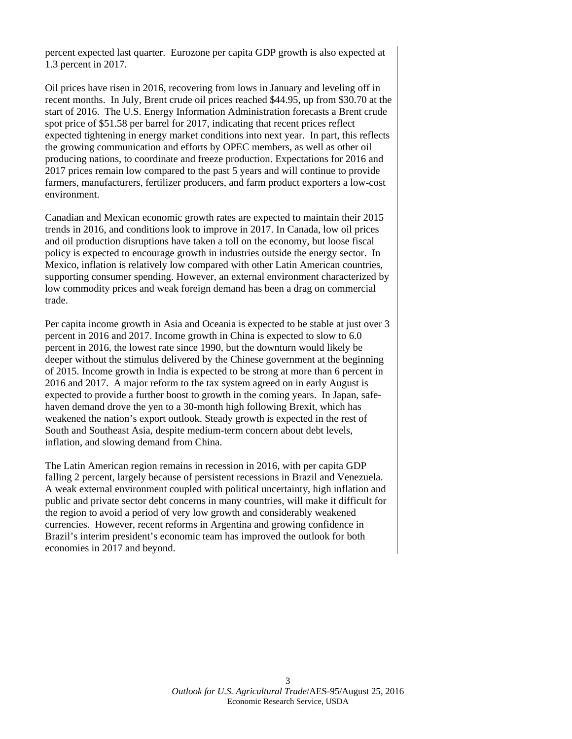percent expected last quarter. Eurozone per capita GDP growth is also expected at 1.3 percent in 2017.

Oil prices have risen in 2016, recovering from lows in January and leveling off in recent months. In July, Brent crude oil prices reached $44.95, up from $30.70 at the start of 2016. The U.S. Energy Information Administration forecasts a Brent crude spot price of $51.58 per barrel for 2017, indicating that recent prices reflect expected tightening in energy market conditions into next year. In part, this reflects the growing communication and efforts by OPEC members, as well as other oil producing nations, to coordinate and freeze production. Expectations for 2016 and 2017 prices remain low compared to the past 5 years and will continue to provide farmers, manufacturers, fertilizer producers, and farm product exporters a low-cost environment.

Canadian and Mexican economic growth rates are expected to maintain their 2015 trends in 2016, and conditions look to improve in 2017. In Canada, low oil prices and oil production disruptions have taken a toll on the economy, but loose fiscal policy is expected to encourage growth in industries outside the energy sector. In Mexico, inflation is relatively low compared with other Latin American countries, supporting consumer spending. However, an external environment characterized by low commodity prices and weak foreign demand has been a drag on commercial trade.

Per capita income growth in Asia and Oceania is expected to be stable at just over 3 percent in 2016 and 2017. Income growth in China is expected to slow to 6.0 percent in 2016, the lowest rate since 1990, but the downturn would likely be deeper without the stimulus delivered by the Chinese government at the beginning of 2015. Income growth in India is expected to be strong at more than 6 percent in 2016 and 2017. A major reform to the tax system agreed on in early August is expected to provide a further boost to growth in the coming years. In Japan, safe-haven demand drove the yen to a 30-month high following Brexit, which has weakened the nation's export outlook. Steady growth is expected in the rest of South and Southeast Asia, despite medium-term concern about debt levels, inflation, and slowing demand from China.

The Latin American region remains in recession in 2016, with per capita GDP falling 2 percent, largely because of persistent recessions in Brazil and Venezuela. A weak external environment coupled with political uncertainty, high inflation and public and private sector debt concerns in many countries, will make it difficult for the region to avoid a period of very low growth and considerably weakened currencies. However, recent reforms in Argentina and growing confidence in Brazil's interim president's economic team has improved the outlook for both economies in 2017 and beyond.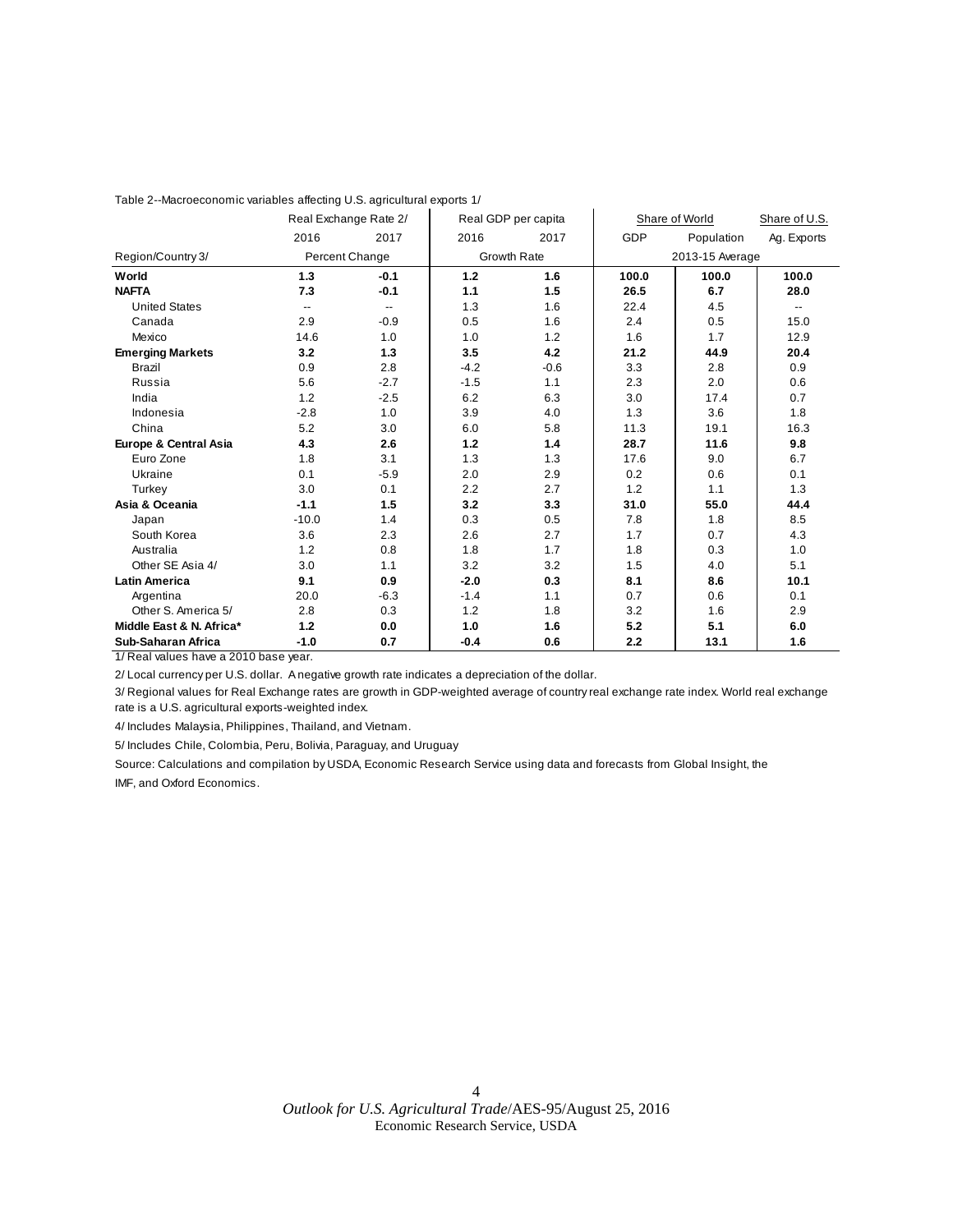Table 2--Macroeconomic variables affecting U.S. agricultural exports 1/

| Region/Country 3/ | Real Exchange Rate 2/ | | Real GDP per capita | | Share of World | | Share of U.S. |
|---|---|---|---|---|---|---|---|
| | 2016 | 2017 | 2016 | 2017 | GDP | Population | Ag. Exports |
| | Percent Change | | Growth Rate | | 2013-15 Average | | |
| **World** | **1.3** | **-0.1** | **1.2** | **1.6** | **100.0** | **100.0** | **100.0** |
| **NAFTA** | **7.3** | **-0.1** | **1.1** | **1.5** | **26.5** | **6.7** | **28.0** |
| United States | -- | -- | 1.3 | 1.6 | 22.4 | 4.5 | -- |
| Canada | 2.9 | -0.9 | 0.5 | 1.6 | 2.4 | 0.5 | 15.0 |
| Mexico | 14.6 | 1.0 | 1.0 | 1.2 | 1.6 | 1.7 | 12.9 |
| **Emerging Markets** | **3.2** | **1.3** | **3.5** | **4.2** | **21.2** | **44.9** | **20.4** |
| Brazil | 0.9 | 2.8 | -4.2 | -0.6 | 3.3 | 2.8 | 0.9 |
| Russia | 5.6 | -2.7 | -1.5 | 1.1 | 2.3 | 2.0 | 0.6 |
| India | 1.2 | -2.5 | 6.2 | 6.3 | 3.0 | 17.4 | 0.7 |
| Indonesia | -2.8 | 1.0 | 3.9 | 4.0 | 1.3 | 3.6 | 1.8 |
| China | 5.2 | 3.0 | 6.0 | 5.8 | 11.3 | 19.1 | 16.3 |
| **Europe & Central Asia** | **4.3** | **2.6** | **1.2** | **1.4** | **28.7** | **11.6** | **9.8** |
| Euro Zone | 1.8 | 3.1 | 1.3 | 1.3 | 17.6 | 9.0 | 6.7 |
| Ukraine | 0.1 | -5.9 | 2.0 | 2.9 | 0.2 | 0.6 | 0.1 |
| Turkey | 3.0 | 0.1 | 2.2 | 2.7 | 1.2 | 1.1 | 1.3 |
| **Asia & Oceania** | **-1.1** | **1.5** | **3.2** | **3.3** | **31.0** | **55.0** | **44.4** |
| Japan | -10.0 | 1.4 | 0.3 | 0.5 | 7.8 | 1.8 | 8.5 |
| South Korea | 3.6 | 2.3 | 2.6 | 2.7 | 1.7 | 0.7 | 4.3 |
| Australia | 1.2 | 0.8 | 1.8 | 1.7 | 1.8 | 0.3 | 1.0 |
| Other SE Asia 4/ | 3.0 | 1.1 | 3.2 | 3.2 | 1.5 | 4.0 | 5.1 |
| **Latin America** | **9.1** | **0.9** | **-2.0** | **0.3** | **8.1** | **8.6** | **10.1** |
| Argentina | 20.0 | -6.3 | -1.4 | 1.1 | 0.7 | 0.6 | 0.1 |
| Other S. America 5/ | 2.8 | 0.3 | 1.2 | 1.8 | 3.2 | 1.6 | 2.9 |
| **Middle East & N. Africa*** | **1.2** | **0.0** | **1.0** | **1.6** | **5.2** | **5.1** | **6.0** |
| **Sub-Saharan Africa** | **-1.0** | **0.7** | **-0.4** | **0.6** | **2.2** | **13.1** | **1.6** |

1/ Real values have a 2010 base year.

2/ Local currency per U.S. dollar. A negative growth rate indicates a depreciation of the dollar.

3/ Regional values for Real Exchange rates are growth in GDP-weighted average of country real exchange rate index. World real exchange rate is a U.S. agricultural exports-weighted index.

4/ Includes Malaysia, Philippines, Thailand, and Vietnam.

5/ Includes Chile, Colombia, Peru, Bolivia, Paraguay, and Uruguay

Source: Calculations and compilation by USDA, Economic Research Service using data and forecasts from Global Insight, the IMF, and Oxford Economics.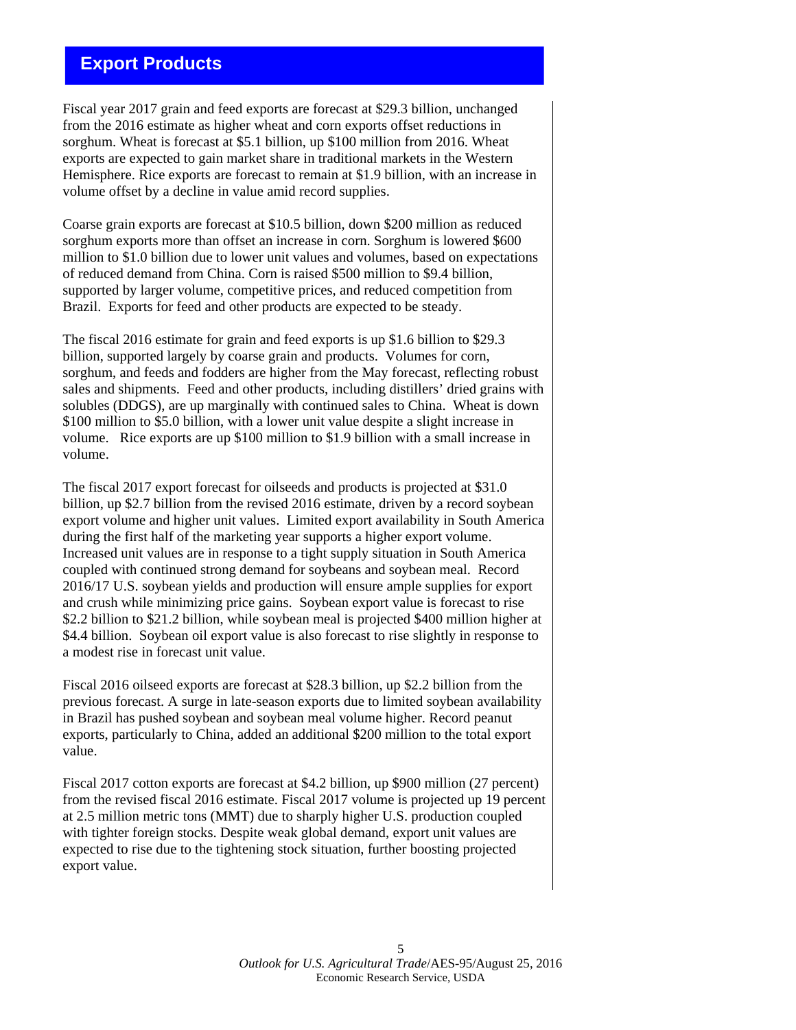## Export Products

Fiscal year 2017 grain and feed exports are forecast at $29.3 billion, unchanged from the 2016 estimate as higher wheat and corn exports offset reductions in sorghum. Wheat is forecast at $5.1 billion, up $100 million from 2016. Wheat exports are expected to gain market share in traditional markets in the Western Hemisphere. Rice exports are forecast to remain at $1.9 billion, with an increase in volume offset by a decline in value amid record supplies.

Coarse grain exports are forecast at $10.5 billion, down $200 million as reduced sorghum exports more than offset an increase in corn. Sorghum is lowered $600 million to $1.0 billion due to lower unit values and volumes, based on expectations of reduced demand from China. Corn is raised $500 million to $9.4 billion, supported by larger volume, competitive prices, and reduced competition from Brazil. Exports for feed and other products are expected to be steady.

The fiscal 2016 estimate for grain and feed exports is up $1.6 billion to $29.3 billion, supported largely by coarse grain and products. Volumes for corn, sorghum, and feeds and fodders are higher from the May forecast, reflecting robust sales and shipments. Feed and other products, including distillers' dried grains with solubles (DDGS), are up marginally with continued sales to China. Wheat is down $100 million to $5.0 billion, with a lower unit value despite a slight increase in volume. Rice exports are up $100 million to $1.9 billion with a small increase in volume.

The fiscal 2017 export forecast for oilseeds and products is projected at $31.0 billion, up $2.7 billion from the revised 2016 estimate, driven by a record soybean export volume and higher unit values. Limited export availability in South America during the first half of the marketing year supports a higher export volume. Increased unit values are in response to a tight supply situation in South America coupled with continued strong demand for soybeans and soybean meal. Record 2016/17 U.S. soybean yields and production will ensure ample supplies for export and crush while minimizing price gains. Soybean export value is forecast to rise $2.2 billion to $21.2 billion, while soybean meal is projected $400 million higher at $4.4 billion. Soybean oil export value is also forecast to rise slightly in response to a modest rise in forecast unit value.

Fiscal 2016 oilseed exports are forecast at $28.3 billion, up $2.2 billion from the previous forecast. A surge in late-season exports due to limited soybean availability in Brazil has pushed soybean and soybean meal volume higher. Record peanut exports, particularly to China, added an additional $200 million to the total export value.

Fiscal 2017 cotton exports are forecast at $4.2 billion, up $900 million (27 percent) from the revised fiscal 2016 estimate. Fiscal 2017 volume is projected up 19 percent at 2.5 million metric tons (MMT) due to sharply higher U.S. production coupled with tighter foreign stocks. Despite weak global demand, export unit values are expected to rise due to the tightening stock situation, further boosting projected export value.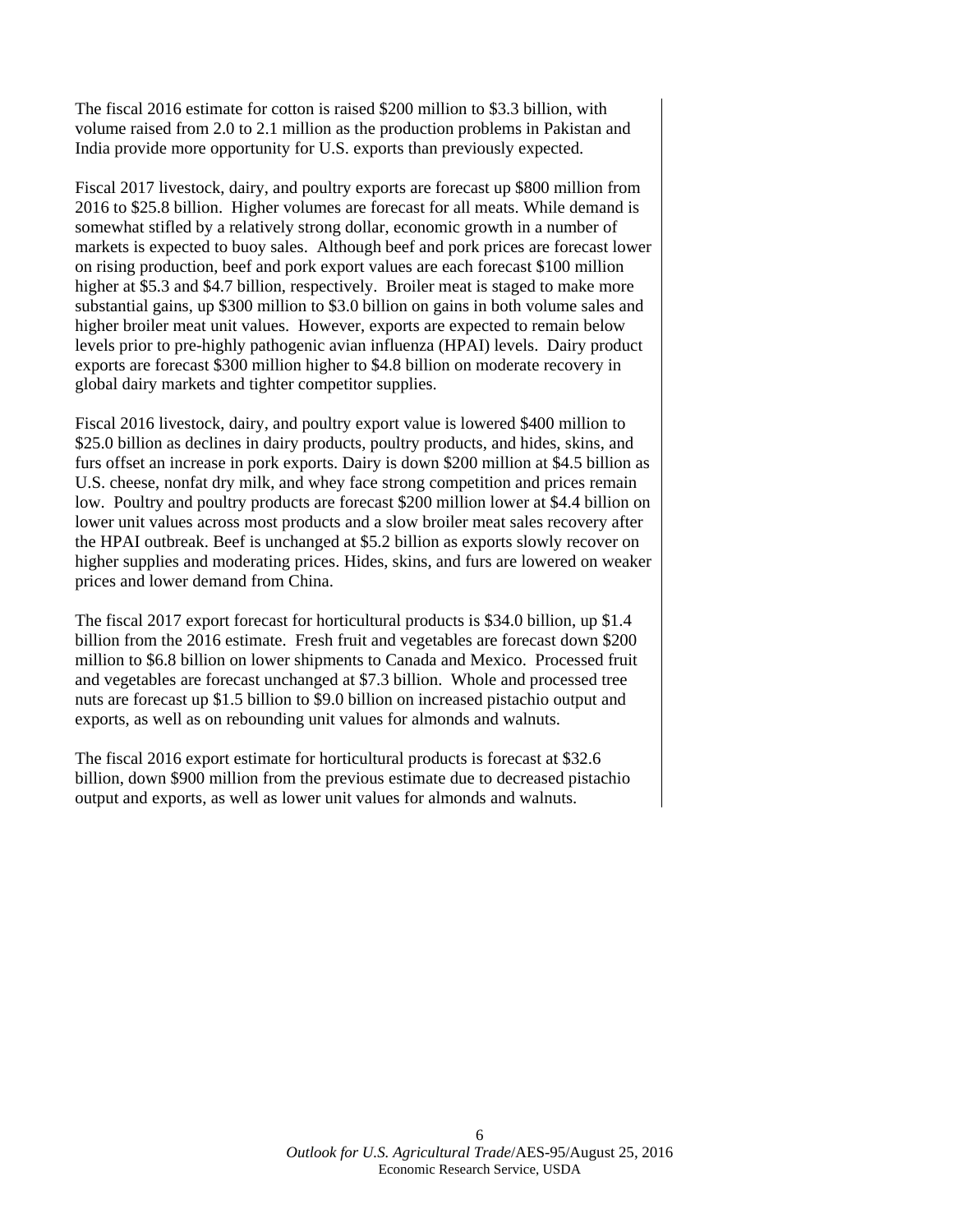The fiscal 2016 estimate for cotton is raised $200 million to $3.3 billion, with volume raised from 2.0 to 2.1 million as the production problems in Pakistan and India provide more opportunity for U.S. exports than previously expected.

Fiscal 2017 livestock, dairy, and poultry exports are forecast up $800 million from 2016 to $25.8 billion. Higher volumes are forecast for all meats. While demand is somewhat stifled by a relatively strong dollar, economic growth in a number of markets is expected to buoy sales. Although beef and pork prices are forecast lower on rising production, beef and pork export values are each forecast $100 million higher at $5.3 and $4.7 billion, respectively. Broiler meat is staged to make more substantial gains, up $300 million to $3.0 billion on gains in both volume sales and higher broiler meat unit values. However, exports are expected to remain below levels prior to pre-highly pathogenic avian influenza (HPAI) levels. Dairy product exports are forecast $300 million higher to $4.8 billion on moderate recovery in global dairy markets and tighter competitor supplies.

Fiscal 2016 livestock, dairy, and poultry export value is lowered $400 million to $25.0 billion as declines in dairy products, poultry products, and hides, skins, and furs offset an increase in pork exports. Dairy is down $200 million at $4.5 billion as U.S. cheese, nonfat dry milk, and whey face strong competition and prices remain low. Poultry and poultry products are forecast $200 million lower at $4.4 billion on lower unit values across most products and a slow broiler meat sales recovery after the HPAI outbreak. Beef is unchanged at $5.2 billion as exports slowly recover on higher supplies and moderating prices. Hides, skins, and furs are lowered on weaker prices and lower demand from China.

The fiscal 2017 export forecast for horticultural products is $34.0 billion, up $1.4 billion from the 2016 estimate. Fresh fruit and vegetables are forecast down $200 million to $6.8 billion on lower shipments to Canada and Mexico. Processed fruit and vegetables are forecast unchanged at $7.3 billion. Whole and processed tree nuts are forecast up $1.5 billion to $9.0 billion on increased pistachio output and exports, as well as on rebounding unit values for almonds and walnuts.

The fiscal 2016 export estimate for horticultural products is forecast at $32.6 billion, down $900 million from the previous estimate due to decreased pistachio output and exports, as well as lower unit values for almonds and walnuts.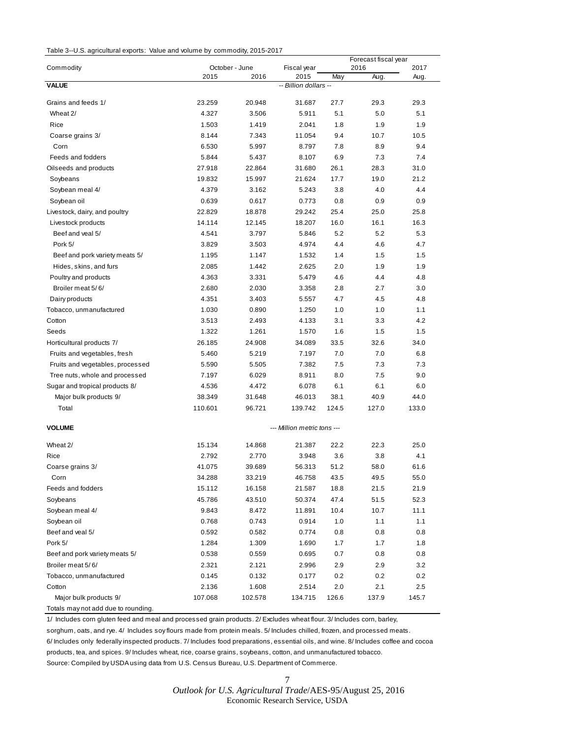Table 3--U.S. agricultural exports: Value and volume by commodity, 2015-2017

| Commodity | October - June | | Fiscal year | Forecast fiscal year 2016 | | 2017 |
|---|---|---|---|---|---|---|
| | 2015 | 2016 | 2015 | May | Aug. | Aug. |
| **VALUE** | | | -- Billion dollars -- | | | |
| Grains and feeds 1/ | 23.259 | 20.948 | 31.687 | 27.7 | 29.3 | 29.3 |
| Wheat 2/ | 4.327 | 3.506 | 5.911 | 5.1 | 5.0 | 5.1 |
| Rice | 1.503 | 1.419 | 2.041 | 1.8 | 1.9 | 1.9 |
| Coarse grains 3/ | 8.144 | 7.343 | 11.054 | 9.4 | 10.7 | 10.5 |
| Corn | 6.530 | 5.997 | 8.797 | 7.8 | 8.9 | 9.4 |
| Feeds and fodders | 5.844 | 5.437 | 8.107 | 6.9 | 7.3 | 7.4 |
| Oilseeds and products | 27.918 | 22.864 | 31.680 | 26.1 | 28.3 | 31.0 |
| Soybeans | 19.832 | 15.997 | 21.624 | 17.7 | 19.0 | 21.2 |
| Soybean meal 4/ | 4.379 | 3.162 | 5.243 | 3.8 | 4.0 | 4.4 |
| Soybean oil | 0.639 | 0.617 | 0.773 | 0.8 | 0.9 | 0.9 |
| Livestock, dairy, and poultry | 22.829 | 18.878 | 29.242 | 25.4 | 25.0 | 25.8 |
| Livestock products | 14.114 | 12.145 | 18.207 | 16.0 | 16.1 | 16.3 |
| Beef and veal 5/ | 4.541 | 3.797 | 5.846 | 5.2 | 5.2 | 5.3 |
| Pork 5/ | 3.829 | 3.503 | 4.974 | 4.4 | 4.6 | 4.7 |
| Beef and pork variety meats 5/ | 1.195 | 1.147 | 1.532 | 1.4 | 1.5 | 1.5 |
| Hides, skins, and furs | 2.085 | 1.442 | 2.625 | 2.0 | 1.9 | 1.9 |
| Poultry and products | 4.363 | 3.331 | 5.479 | 4.6 | 4.4 | 4.8 |
| Broiler meat 5/ 6/ | 2.680 | 2.030 | 3.358 | 2.8 | 2.7 | 3.0 |
| Dairy products | 4.351 | 3.403 | 5.557 | 4.7 | 4.5 | 4.8 |
| Tobacco, unmanufactured | 1.030 | 0.890 | 1.250 | 1.0 | 1.0 | 1.1 |
| Cotton | 3.513 | 2.493 | 4.133 | 3.1 | 3.3 | 4.2 |
| Seeds | 1.322 | 1.261 | 1.570 | 1.6 | 1.5 | 1.5 |
| Horticultural products 7/ | 26.185 | 24.908 | 34.089 | 33.5 | 32.6 | 34.0 |
| Fruits and vegetables, fresh | 5.460 | 5.219 | 7.197 | 7.0 | 7.0 | 6.8 |
| Fruits and vegetables, processed | 5.590 | 5.505 | 7.382 | 7.5 | 7.3 | 7.3 |
| Tree nuts, whole and processed | 7.197 | 6.029 | 8.911 | 8.0 | 7.5 | 9.0 |
| Sugar and tropical products 8/ | 4.536 | 4.472 | 6.078 | 6.1 | 6.1 | 6.0 |
| Major bulk products 9/ | 38.349 | 31.648 | 46.013 | 38.1 | 40.9 | 44.0 |
| Total | 110.601 | 96.721 | 139.742 | 124.5 | 127.0 | 133.0 |
| **VOLUME** | | | --- Million metric tons --- | | | |
| Wheat 2/ | 15.134 | 14.868 | 21.387 | 22.2 | 22.3 | 25.0 |
| Rice | 2.792 | 2.770 | 3.948 | 3.6 | 3.8 | 4.1 |
| Coarse grains 3/ | 41.075 | 39.689 | 56.313 | 51.2 | 58.0 | 61.6 |
| Corn | 34.288 | 33.219 | 46.758 | 43.5 | 49.5 | 55.0 |
| Feeds and fodders | 15.112 | 16.158 | 21.587 | 18.8 | 21.5 | 21.9 |
| Soybeans | 45.786 | 43.510 | 50.374 | 47.4 | 51.5 | 52.3 |
| Soybean meal 4/ | 9.843 | 8.472 | 11.891 | 10.4 | 10.7 | 11.1 |
| Soybean oil | 0.768 | 0.743 | 0.914 | 1.0 | 1.1 | 1.1 |
| Beef and veal 5/ | 0.592 | 0.582 | 0.774 | 0.8 | 0.8 | 0.8 |
| Pork 5/ | 1.284 | 1.309 | 1.690 | 1.7 | 1.7 | 1.8 |
| Beef and pork variety meats 5/ | 0.538 | 0.559 | 0.695 | 0.7 | 0.8 | 0.8 |
| Broiler meat 5/ 6/ | 2.321 | 2.121 | 2.996 | 2.9 | 2.9 | 3.2 |
| Tobacco, unmanufactured | 0.145 | 0.132 | 0.177 | 0.2 | 0.2 | 0.2 |
| Cotton | 2.136 | 1.608 | 2.514 | 2.0 | 2.1 | 2.5 |
| Major bulk products 9/ | 107.068 | 102.578 | 134.715 | 126.6 | 137.9 | 145.7 |

Totals may not add due to rounding.

1/ Includes corn gluten feed and meal and processed grain products. 2/ Excludes wheat flour. 3/ Includes corn, barley, sorghum, oats, and rye. 4/ Includes soy flours made from protein meals. 5/ Includes chilled, frozen, and processed meats. 6/ Includes only federally inspected products. 7/ Includes food preparations, essential oils, and wine. 8/ Includes coffee and cocoa products, tea, and spices. 9/ Includes wheat, rice, coarse grains, soybeans, cotton, and unmanufactured tobacco.

Source: Compiled by USDA using data from U.S. Census Bureau, U.S. Department of Commerce.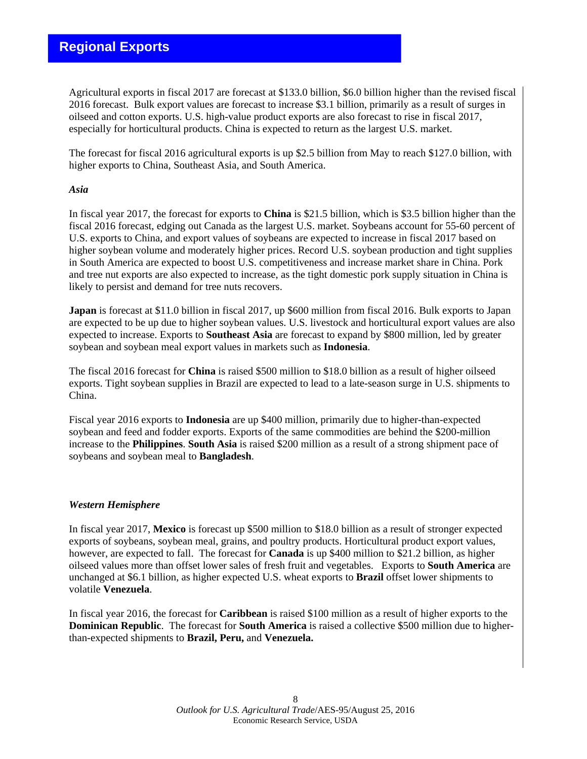# Regional Exports

Agricultural exports in fiscal 2017 are forecast at $133.0 billion, $6.0 billion higher than the revised fiscal 2016 forecast. Bulk export values are forecast to increase $3.1 billion, primarily as a result of surges in oilseed and cotton exports. U.S. high-value product exports are also forecast to rise in fiscal 2017, especially for horticultural products. China is expected to return as the largest U.S. market.

The forecast for fiscal 2016 agricultural exports is up $2.5 billion from May to reach $127.0 billion, with higher exports to China, Southeast Asia, and South America.

### *Asia*

In fiscal year 2017, the forecast for exports to **China** is $21.5 billion, which is $3.5 billion higher than the fiscal 2016 forecast, edging out Canada as the largest U.S. market. Soybeans account for 55-60 percent of U.S. exports to China, and export values of soybeans are expected to increase in fiscal 2017 based on higher soybean volume and moderately higher prices. Record U.S. soybean production and tight supplies in South America are expected to boost U.S. competitiveness and increase market share in China. Pork and tree nut exports are also expected to increase, as the tight domestic pork supply situation in China is likely to persist and demand for tree nuts recovers.

**Japan** is forecast at $11.0 billion in fiscal 2017, up $600 million from fiscal 2016. Bulk exports to Japan are expected to be up due to higher soybean values. U.S. livestock and horticultural export values are also expected to increase. Exports to **Southeast Asia** are forecast to expand by $800 million, led by greater soybean and soybean meal export values in markets such as **Indonesia**.

The fiscal 2016 forecast for **China** is raised $500 million to $18.0 billion as a result of higher oilseed exports. Tight soybean supplies in Brazil are expected to lead to a late-season surge in U.S. shipments to China.

Fiscal year 2016 exports to **Indonesia** are up $400 million, primarily due to higher-than-expected soybean and feed and fodder exports. Exports of the same commodities are behind the $200-million increase to the **Philippines**. **South Asia** is raised $200 million as a result of a strong shipment pace of soybeans and soybean meal to **Bangladesh**.

### *Western Hemisphere*

In fiscal year 2017, **Mexico** is forecast up $500 million to $18.0 billion as a result of stronger expected exports of soybeans, soybean meal, grains, and poultry products. Horticultural product export values, however, are expected to fall. The forecast for **Canada** is up $400 million to $21.2 billion, as higher oilseed values more than offset lower sales of fresh fruit and vegetables. Exports to **South America** are unchanged at $6.1 billion, as higher expected U.S. wheat exports to **Brazil** offset lower shipments to volatile **Venezuela**.

In fiscal year 2016, the forecast for **Caribbean** is raised $100 million as a result of higher exports to the **Dominican Republic**. The forecast for **South America** is raised a collective $500 million due to higher-than-expected shipments to **Brazil, Peru,** and **Venezuela.**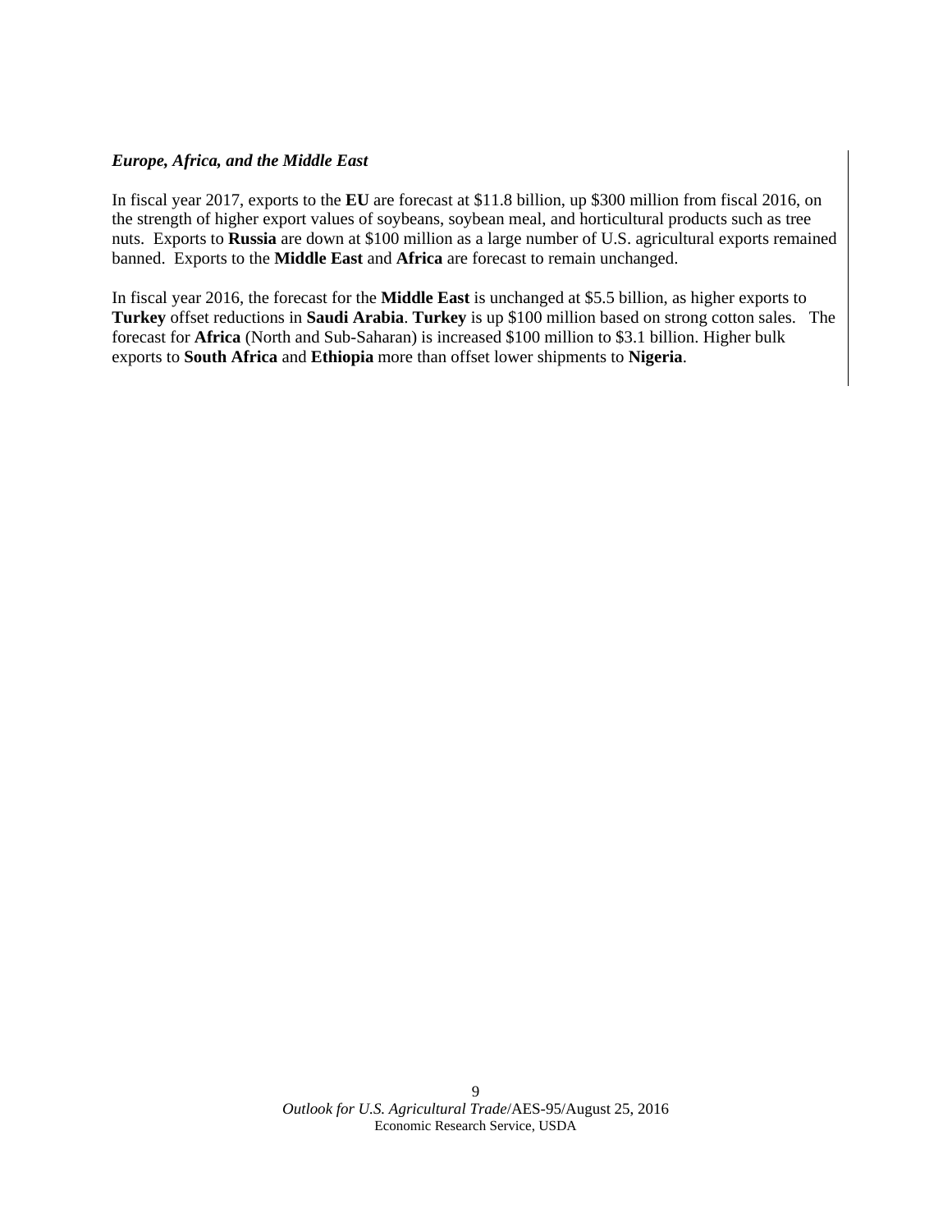***Europe, Africa, and the Middle East***

In fiscal year 2017, exports to the **EU** are forecast at $11.8 billion, up $300 million from fiscal 2016, on the strength of higher export values of soybeans, soybean meal, and horticultural products such as tree nuts. Exports to **Russia** are down at $100 million as a large number of U.S. agricultural exports remained banned. Exports to the **Middle East** and **Africa** are forecast to remain unchanged.

In fiscal year 2016, the forecast for the **Middle East** is unchanged at $5.5 billion, as higher exports to **Turkey** offset reductions in **Saudi Arabia**. **Turkey** is up $100 million based on strong cotton sales. The forecast for **Africa** (North and Sub-Saharan) is increased $100 million to $3.1 billion. Higher bulk exports to **South Africa** and **Ethiopia** more than offset lower shipments to **Nigeria**.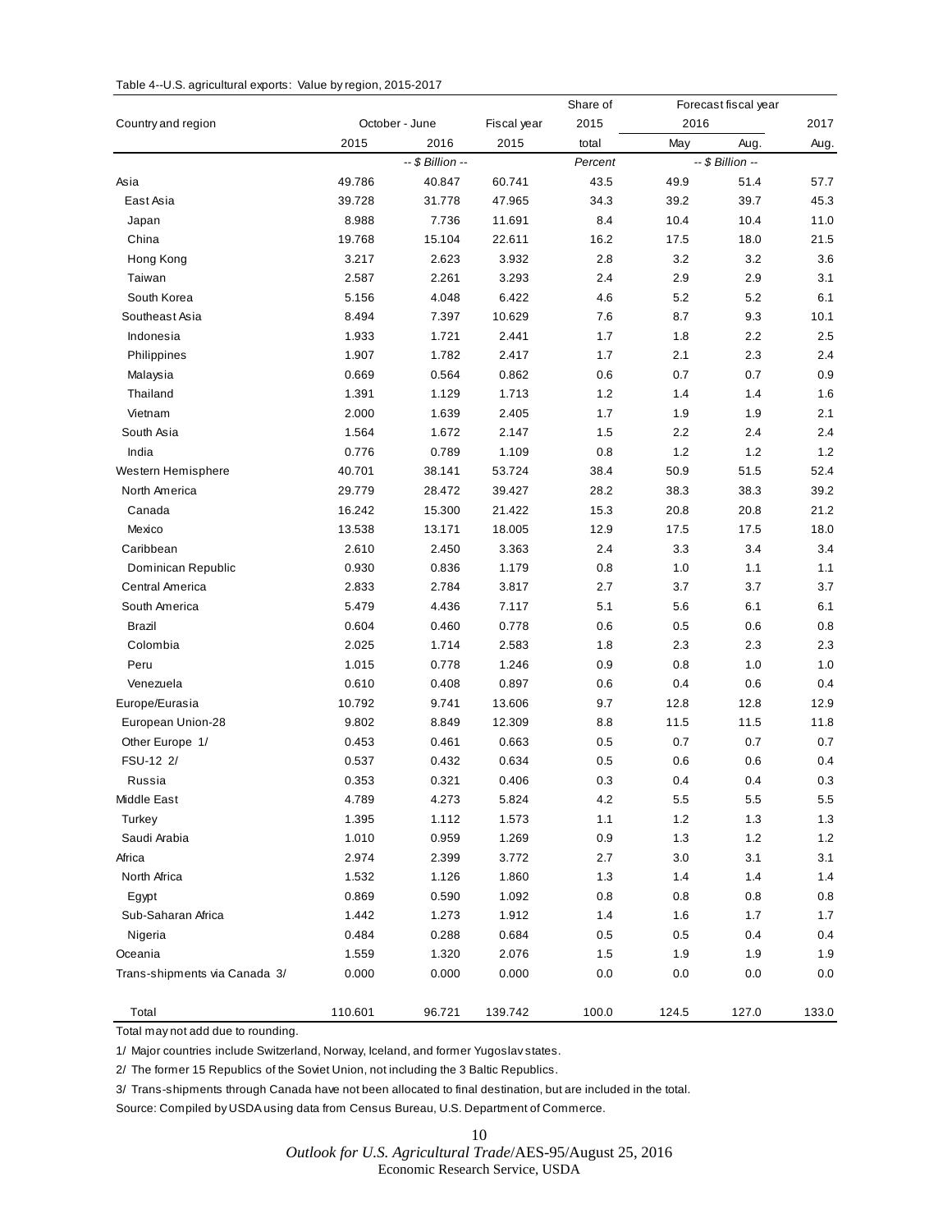Table 4--U.S. agricultural exports: Value by region, 2015-2017

| Country and region | October - June | | Fiscal year | Share of 2015 | Forecast fiscal year | | |
|---|---|---|---|---|---|---|---|
| | | | | | 2016 | | 2017 |
| | 2015 | 2016 | 2015 | total | May | Aug. | Aug. |
| | -- $ Billion -- | | | Percent | -- $ Billion -- | | |
| Asia | 49.786 | 40.847 | 60.741 | 43.5 | 49.9 | 51.4 | 57.7 |
| East Asia | 39.728 | 31.778 | 47.965 | 34.3 | 39.2 | 39.7 | 45.3 |
| Japan | 8.988 | 7.736 | 11.691 | 8.4 | 10.4 | 10.4 | 11.0 |
| China | 19.768 | 15.104 | 22.611 | 16.2 | 17.5 | 18.0 | 21.5 |
| Hong Kong | 3.217 | 2.623 | 3.932 | 2.8 | 3.2 | 3.2 | 3.6 |
| Taiwan | 2.587 | 2.261 | 3.293 | 2.4 | 2.9 | 2.9 | 3.1 |
| South Korea | 5.156 | 4.048 | 6.422 | 4.6 | 5.2 | 5.2 | 6.1 |
| Southeast Asia | 8.494 | 7.397 | 10.629 | 7.6 | 8.7 | 9.3 | 10.1 |
| Indonesia | 1.933 | 1.721 | 2.441 | 1.7 | 1.8 | 2.2 | 2.5 |
| Philippines | 1.907 | 1.782 | 2.417 | 1.7 | 2.1 | 2.3 | 2.4 |
| Malaysia | 0.669 | 0.564 | 0.862 | 0.6 | 0.7 | 0.7 | 0.9 |
| Thailand | 1.391 | 1.129 | 1.713 | 1.2 | 1.4 | 1.4 | 1.6 |
| Vietnam | 2.000 | 1.639 | 2.405 | 1.7 | 1.9 | 1.9 | 2.1 |
| South Asia | 1.564 | 1.672 | 2.147 | 1.5 | 2.2 | 2.4 | 2.4 |
| India | 0.776 | 0.789 | 1.109 | 0.8 | 1.2 | 1.2 | 1.2 |
| Western Hemisphere | 40.701 | 38.141 | 53.724 | 38.4 | 50.9 | 51.5 | 52.4 |
| North America | 29.779 | 28.472 | 39.427 | 28.2 | 38.3 | 38.3 | 39.2 |
| Canada | 16.242 | 15.300 | 21.422 | 15.3 | 20.8 | 20.8 | 21.2 |
| Mexico | 13.538 | 13.171 | 18.005 | 12.9 | 17.5 | 17.5 | 18.0 |
| Caribbean | 2.610 | 2.450 | 3.363 | 2.4 | 3.3 | 3.4 | 3.4 |
| Dominican Republic | 0.930 | 0.836 | 1.179 | 0.8 | 1.0 | 1.1 | 1.1 |
| Central America | 2.833 | 2.784 | 3.817 | 2.7 | 3.7 | 3.7 | 3.7 |
| South America | 5.479 | 4.436 | 7.117 | 5.1 | 5.6 | 6.1 | 6.1 |
| Brazil | 0.604 | 0.460 | 0.778 | 0.6 | 0.5 | 0.6 | 0.8 |
| Colombia | 2.025 | 1.714 | 2.583 | 1.8 | 2.3 | 2.3 | 2.3 |
| Peru | 1.015 | 0.778 | 1.246 | 0.9 | 0.8 | 1.0 | 1.0 |
| Venezuela | 0.610 | 0.408 | 0.897 | 0.6 | 0.4 | 0.6 | 0.4 |
| Europe/Eurasia | 10.792 | 9.741 | 13.606 | 9.7 | 12.8 | 12.8 | 12.9 |
| European Union-28 | 9.802 | 8.849 | 12.309 | 8.8 | 11.5 | 11.5 | 11.8 |
| Other Europe 1/ | 0.453 | 0.461 | 0.663 | 0.5 | 0.7 | 0.7 | 0.7 |
| FSU-12 2/ | 0.537 | 0.432 | 0.634 | 0.5 | 0.6 | 0.6 | 0.4 |
| Russia | 0.353 | 0.321 | 0.406 | 0.3 | 0.4 | 0.4 | 0.3 |
| Middle East | 4.789 | 4.273 | 5.824 | 4.2 | 5.5 | 5.5 | 5.5 |
| Turkey | 1.395 | 1.112 | 1.573 | 1.1 | 1.2 | 1.3 | 1.3 |
| Saudi Arabia | 1.010 | 0.959 | 1.269 | 0.9 | 1.3 | 1.2 | 1.2 |
| Africa | 2.974 | 2.399 | 3.772 | 2.7 | 3.0 | 3.1 | 3.1 |
| North Africa | 1.532 | 1.126 | 1.860 | 1.3 | 1.4 | 1.4 | 1.4 |
| Egypt | 0.869 | 0.590 | 1.092 | 0.8 | 0.8 | 0.8 | 0.8 |
| Sub-Saharan Africa | 1.442 | 1.273 | 1.912 | 1.4 | 1.6 | 1.7 | 1.7 |
| Nigeria | 0.484 | 0.288 | 0.684 | 0.5 | 0.5 | 0.4 | 0.4 |
| Oceania | 1.559 | 1.320 | 2.076 | 1.5 | 1.9 | 1.9 | 1.9 |
| Trans-shipments via Canada 3/ | 0.000 | 0.000 | 0.000 | 0.0 | 0.0 | 0.0 | 0.0 |
| Total | 110.601 | 96.721 | 139.742 | 100.0 | 124.5 | 127.0 | 133.0 |

Total may not add due to rounding.

1/ Major countries include Switzerland, Norway, Iceland, and former Yugoslav states.

2/ The former 15 Republics of the Soviet Union, not including the 3 Baltic Republics.

3/ Trans-shipments through Canada have not been allocated to final destination, but are included in the total.

Source: Compiled by USDA using data from Census Bureau, U.S. Department of Commerce.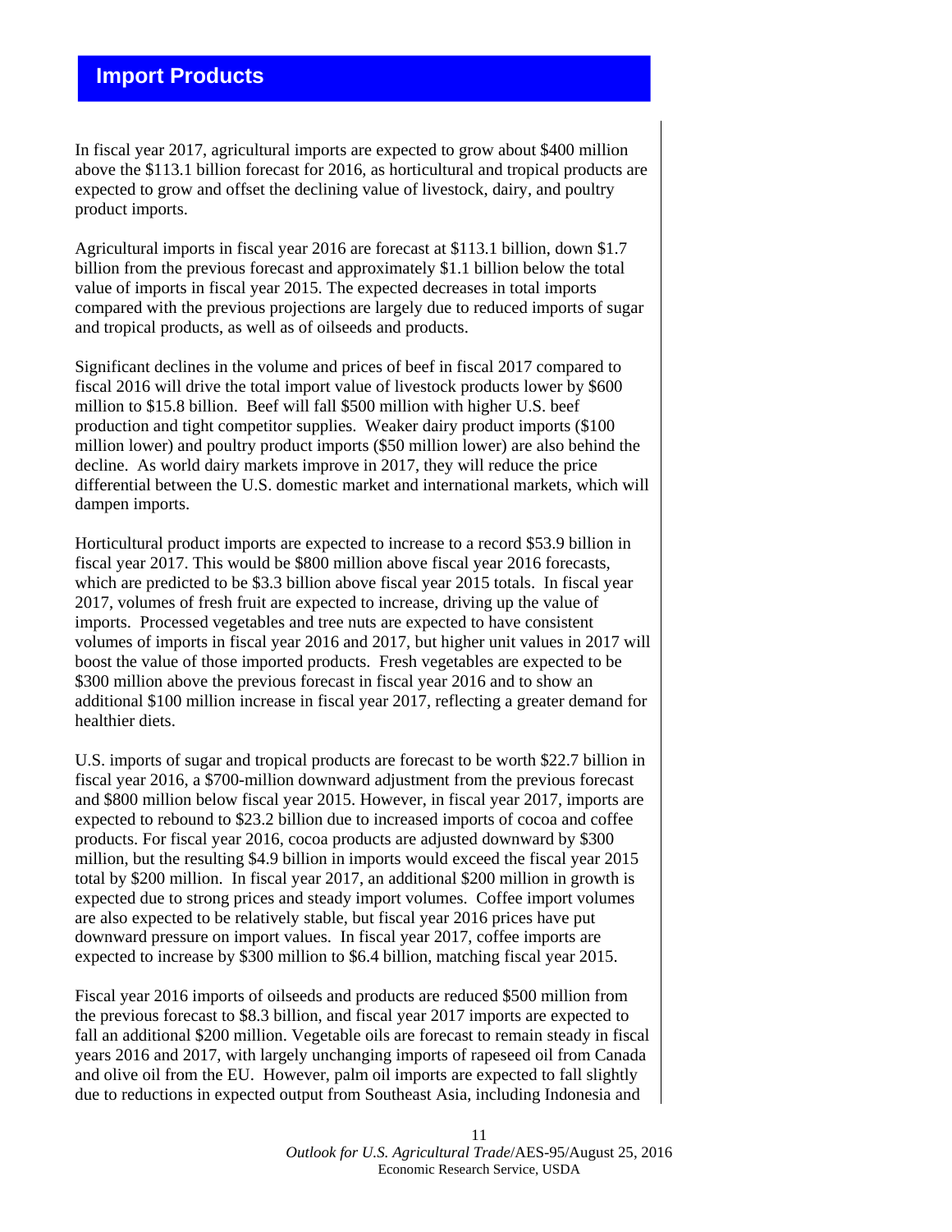## Import Products

In fiscal year 2017, agricultural imports are expected to grow about $400 million above the $113.1 billion forecast for 2016, as horticultural and tropical products are expected to grow and offset the declining value of livestock, dairy, and poultry product imports.

Agricultural imports in fiscal year 2016 are forecast at $113.1 billion, down $1.7 billion from the previous forecast and approximately $1.1 billion below the total value of imports in fiscal year 2015. The expected decreases in total imports compared with the previous projections are largely due to reduced imports of sugar and tropical products, as well as of oilseeds and products.

Significant declines in the volume and prices of beef in fiscal 2017 compared to fiscal 2016 will drive the total import value of livestock products lower by $600 million to $15.8 billion. Beef will fall $500 million with higher U.S. beef production and tight competitor supplies. Weaker dairy product imports ($100 million lower) and poultry product imports ($50 million lower) are also behind the decline. As world dairy markets improve in 2017, they will reduce the price differential between the U.S. domestic market and international markets, which will dampen imports.

Horticultural product imports are expected to increase to a record $53.9 billion in fiscal year 2017. This would be $800 million above fiscal year 2016 forecasts, which are predicted to be $3.3 billion above fiscal year 2015 totals. In fiscal year 2017, volumes of fresh fruit are expected to increase, driving up the value of imports. Processed vegetables and tree nuts are expected to have consistent volumes of imports in fiscal year 2016 and 2017, but higher unit values in 2017 will boost the value of those imported products. Fresh vegetables are expected to be $300 million above the previous forecast in fiscal year 2016 and to show an additional $100 million increase in fiscal year 2017, reflecting a greater demand for healthier diets.

U.S. imports of sugar and tropical products are forecast to be worth $22.7 billion in fiscal year 2016, a $700-million downward adjustment from the previous forecast and $800 million below fiscal year 2015. However, in fiscal year 2017, imports are expected to rebound to $23.2 billion due to increased imports of cocoa and coffee products. For fiscal year 2016, cocoa products are adjusted downward by $300 million, but the resulting $4.9 billion in imports would exceed the fiscal year 2015 total by $200 million. In fiscal year 2017, an additional $200 million in growth is expected due to strong prices and steady import volumes. Coffee import volumes are also expected to be relatively stable, but fiscal year 2016 prices have put downward pressure on import values. In fiscal year 2017, coffee imports are expected to increase by $300 million to $6.4 billion, matching fiscal year 2015.

Fiscal year 2016 imports of oilseeds and products are reduced $500 million from the previous forecast to $8.3 billion, and fiscal year 2017 imports are expected to fall an additional $200 million. Vegetable oils are forecast to remain steady in fiscal years 2016 and 2017, with largely unchanging imports of rapeseed oil from Canada and olive oil from the EU. However, palm oil imports are expected to fall slightly due to reductions in expected output from Southeast Asia, including Indonesia and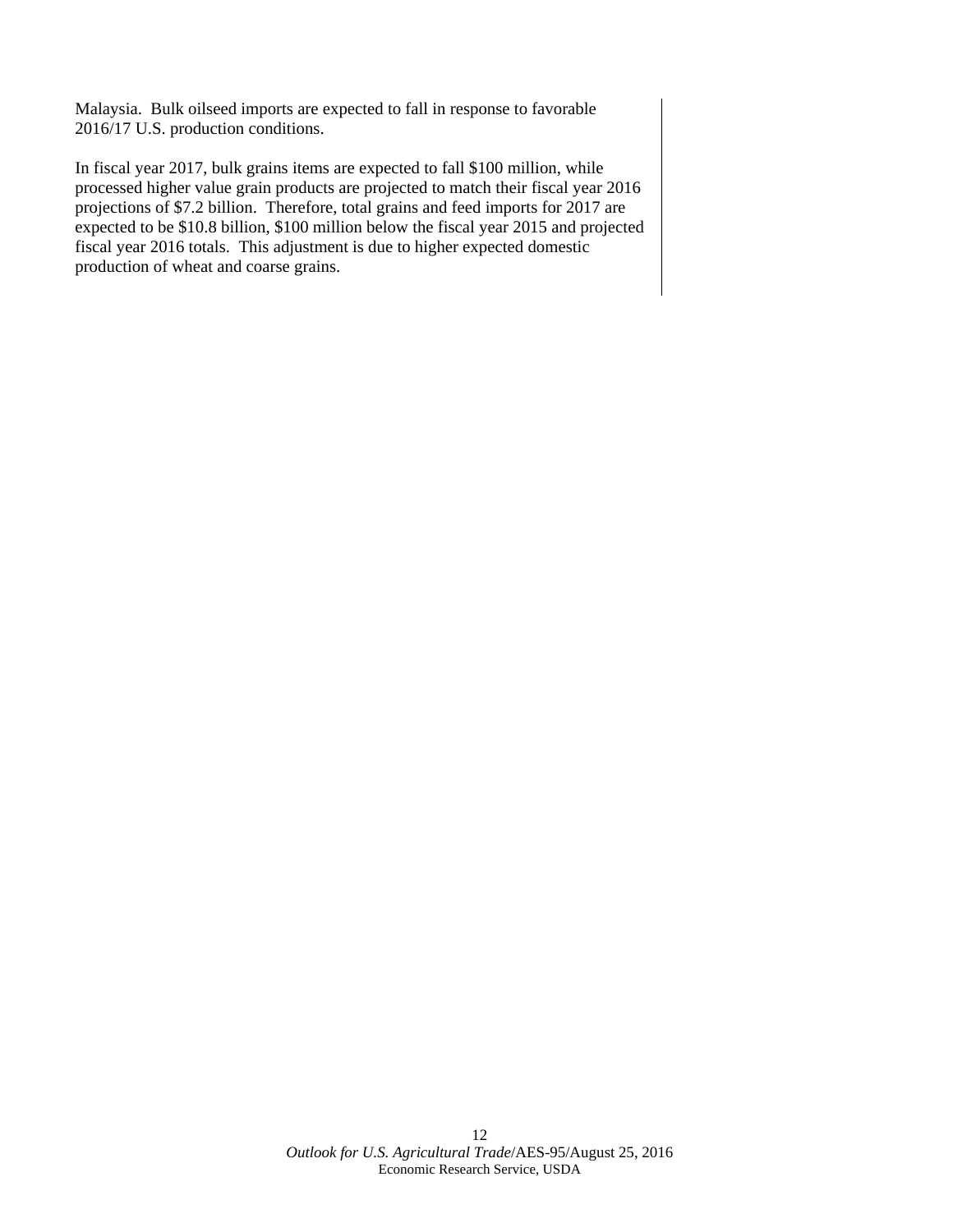Malaysia. Bulk oilseed imports are expected to fall in response to favorable 2016/17 U.S. production conditions.

In fiscal year 2017, bulk grains items are expected to fall $100 million, while processed higher value grain products are projected to match their fiscal year 2016 projections of $7.2 billion. Therefore, total grains and feed imports for 2017 are expected to be $10.8 billion, $100 million below the fiscal year 2015 and projected fiscal year 2016 totals. This adjustment is due to higher expected domestic production of wheat and coarse grains.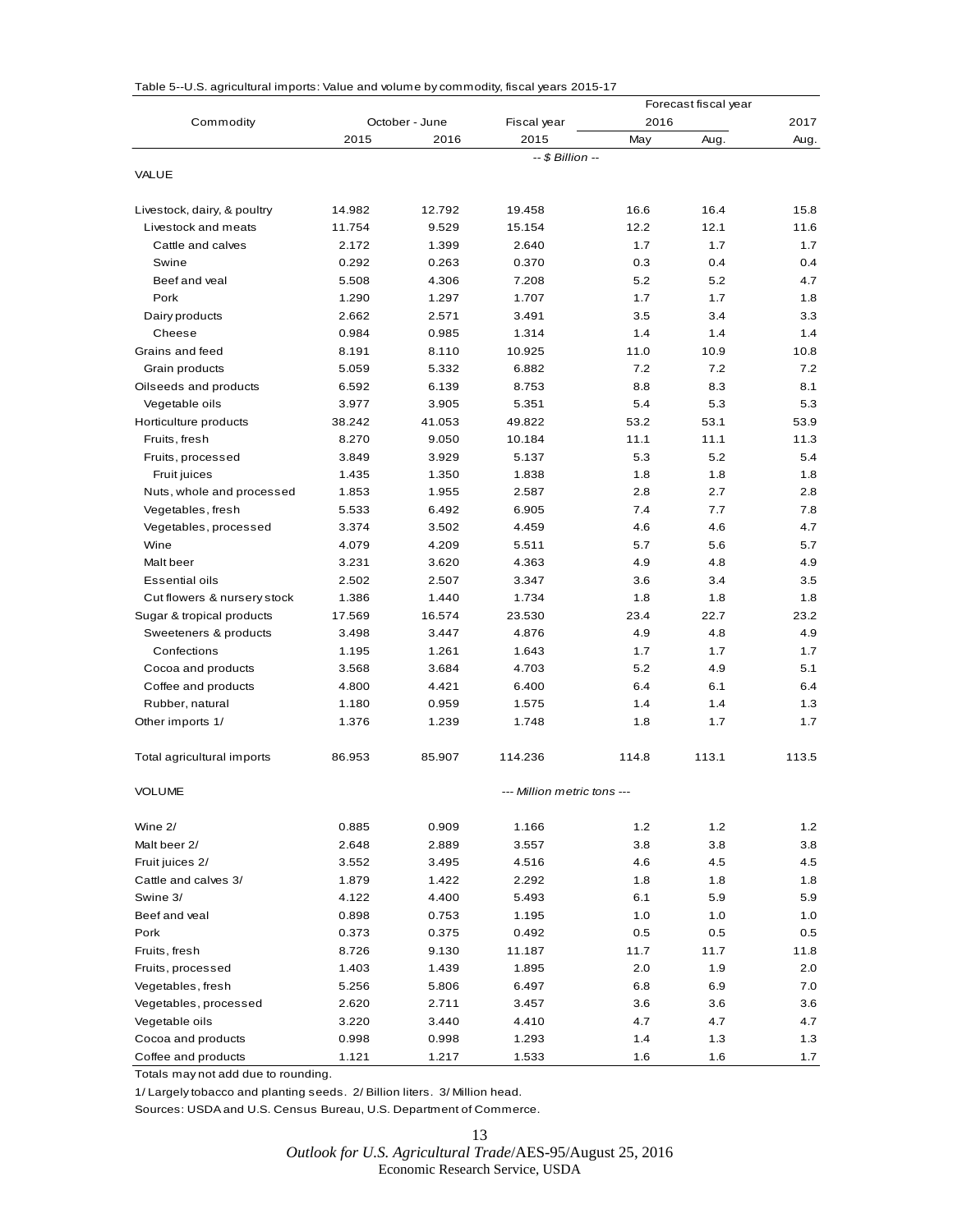Table 5--U.S. agricultural imports: Value and volume by commodity, fiscal years 2015-17

| Commodity | October - June | | Fiscal year | Forecast fiscal year | | |
|---|---|---|---|---|---|---|
| | | | | 2016 | | 2017 |
| | 2015 | 2016 | 2015 | May | Aug. | Aug. |
| | | | *-- $ Billion --* | | | |
| VALUE | | | | | | |
| Livestock, dairy, & poultry | 14.982 | 12.792 | 19.458 | 16.6 | 16.4 | 15.8 |
| Livestock and meats | 11.754 | 9.529 | 15.154 | 12.2 | 12.1 | 11.6 |
| Cattle and calves | 2.172 | 1.399 | 2.640 | 1.7 | 1.7 | 1.7 |
| Swine | 0.292 | 0.263 | 0.370 | 0.3 | 0.4 | 0.4 |
| Beef and veal | 5.508 | 4.306 | 7.208 | 5.2 | 5.2 | 4.7 |
| Pork | 1.290 | 1.297 | 1.707 | 1.7 | 1.7 | 1.8 |
| Dairy products | 2.662 | 2.571 | 3.491 | 3.5 | 3.4 | 3.3 |
| Cheese | 0.984 | 0.985 | 1.314 | 1.4 | 1.4 | 1.4 |
| Grains and feed | 8.191 | 8.110 | 10.925 | 11.0 | 10.9 | 10.8 |
| Grain products | 5.059 | 5.332 | 6.882 | 7.2 | 7.2 | 7.2 |
| Oilseeds and products | 6.592 | 6.139 | 8.753 | 8.8 | 8.3 | 8.1 |
| Vegetable oils | 3.977 | 3.905 | 5.351 | 5.4 | 5.3 | 5.3 |
| Horticulture products | 38.242 | 41.053 | 49.822 | 53.2 | 53.1 | 53.9 |
| Fruits, fresh | 8.270 | 9.050 | 10.184 | 11.1 | 11.1 | 11.3 |
| Fruits, processed | 3.849 | 3.929 | 5.137 | 5.3 | 5.2 | 5.4 |
| Fruit juices | 1.435 | 1.350 | 1.838 | 1.8 | 1.8 | 1.8 |
| Nuts, whole and processed | 1.853 | 1.955 | 2.587 | 2.8 | 2.7 | 2.8 |
| Vegetables, fresh | 5.533 | 6.492 | 6.905 | 7.4 | 7.7 | 7.8 |
| Vegetables, processed | 3.374 | 3.502 | 4.459 | 4.6 | 4.6 | 4.7 |
| Wine | 4.079 | 4.209 | 5.511 | 5.7 | 5.6 | 5.7 |
| Malt beer | 3.231 | 3.620 | 4.363 | 4.9 | 4.8 | 4.9 |
| Essential oils | 2.502 | 2.507 | 3.347 | 3.6 | 3.4 | 3.5 |
| Cut flowers & nursery stock | 1.386 | 1.440 | 1.734 | 1.8 | 1.8 | 1.8 |
| Sugar & tropical products | 17.569 | 16.574 | 23.530 | 23.4 | 22.7 | 23.2 |
| Sweeteners & products | 3.498 | 3.447 | 4.876 | 4.9 | 4.8 | 4.9 |
| Confections | 1.195 | 1.261 | 1.643 | 1.7 | 1.7 | 1.7 |
| Cocoa and products | 3.568 | 3.684 | 4.703 | 5.2 | 4.9 | 5.1 |
| Coffee and products | 4.800 | 4.421 | 6.400 | 6.4 | 6.1 | 6.4 |
| Rubber, natural | 1.180 | 0.959 | 1.575 | 1.4 | 1.4 | 1.3 |
| Other imports 1/ | 1.376 | 1.239 | 1.748 | 1.8 | 1.7 | 1.7 |
| Total agricultural imports | 86.953 | 85.907 | 114.236 | 114.8 | 113.1 | 113.5 |
| VOLUME | | | *--- Million metric tons ---* | | | |
| Wine 2/ | 0.885 | 0.909 | 1.166 | 1.2 | 1.2 | 1.2 |
| Malt beer 2/ | 2.648 | 2.889 | 3.557 | 3.8 | 3.8 | 3.8 |
| Fruit juices 2/ | 3.552 | 3.495 | 4.516 | 4.6 | 4.5 | 4.5 |
| Cattle and calves 3/ | 1.879 | 1.422 | 2.292 | 1.8 | 1.8 | 1.8 |
| Swine 3/ | 4.122 | 4.400 | 5.493 | 6.1 | 5.9 | 5.9 |
| Beef and veal | 0.898 | 0.753 | 1.195 | 1.0 | 1.0 | 1.0 |
| Pork | 0.373 | 0.375 | 0.492 | 0.5 | 0.5 | 0.5 |
| Fruits, fresh | 8.726 | 9.130 | 11.187 | 11.7 | 11.7 | 11.8 |
| Fruits, processed | 1.403 | 1.439 | 1.895 | 2.0 | 1.9 | 2.0 |
| Vegetables, fresh | 5.256 | 5.806 | 6.497 | 6.8 | 6.9 | 7.0 |
| Vegetables, processed | 2.620 | 2.711 | 3.457 | 3.6 | 3.6 | 3.6 |
| Vegetable oils | 3.220 | 3.440 | 4.410 | 4.7 | 4.7 | 4.7 |
| Cocoa and products | 0.998 | 0.998 | 1.293 | 1.4 | 1.3 | 1.3 |
| Coffee and products | 1.121 | 1.217 | 1.533 | 1.6 | 1.6 | 1.7 |

Totals may not add due to rounding.

1/ Largely tobacco and planting seeds. 2/ Billion liters. 3/ Million head.

Sources: USDA and U.S. Census Bureau, U.S. Department of Commerce.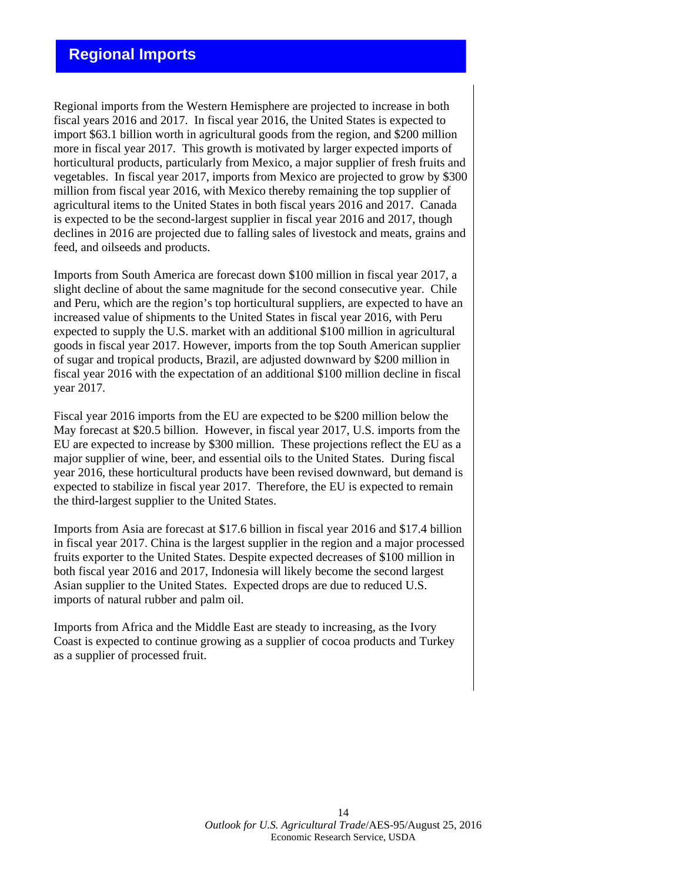## Regional Imports

Regional imports from the Western Hemisphere are projected to increase in both fiscal years 2016 and 2017. In fiscal year 2016, the United States is expected to import $63.1 billion worth in agricultural goods from the region, and $200 million more in fiscal year 2017. This growth is motivated by larger expected imports of horticultural products, particularly from Mexico, a major supplier of fresh fruits and vegetables. In fiscal year 2017, imports from Mexico are projected to grow by $300 million from fiscal year 2016, with Mexico thereby remaining the top supplier of agricultural items to the United States in both fiscal years 2016 and 2017. Canada is expected to be the second-largest supplier in fiscal year 2016 and 2017, though declines in 2016 are projected due to falling sales of livestock and meats, grains and feed, and oilseeds and products.

Imports from South America are forecast down $100 million in fiscal year 2017, a slight decline of about the same magnitude for the second consecutive year. Chile and Peru, which are the region's top horticultural suppliers, are expected to have an increased value of shipments to the United States in fiscal year 2016, with Peru expected to supply the U.S. market with an additional $100 million in agricultural goods in fiscal year 2017. However, imports from the top South American supplier of sugar and tropical products, Brazil, are adjusted downward by $200 million in fiscal year 2016 with the expectation of an additional $100 million decline in fiscal year 2017.

Fiscal year 2016 imports from the EU are expected to be $200 million below the May forecast at $20.5 billion. However, in fiscal year 2017, U.S. imports from the EU are expected to increase by $300 million. These projections reflect the EU as a major supplier of wine, beer, and essential oils to the United States. During fiscal year 2016, these horticultural products have been revised downward, but demand is expected to stabilize in fiscal year 2017. Therefore, the EU is expected to remain the third-largest supplier to the United States.

Imports from Asia are forecast at $17.6 billion in fiscal year 2016 and $17.4 billion in fiscal year 2017. China is the largest supplier in the region and a major processed fruits exporter to the United States. Despite expected decreases of $100 million in both fiscal year 2016 and 2017, Indonesia will likely become the second largest Asian supplier to the United States. Expected drops are due to reduced U.S. imports of natural rubber and palm oil.

Imports from Africa and the Middle East are steady to increasing, as the Ivory Coast is expected to continue growing as a supplier of cocoa products and Turkey as a supplier of processed fruit.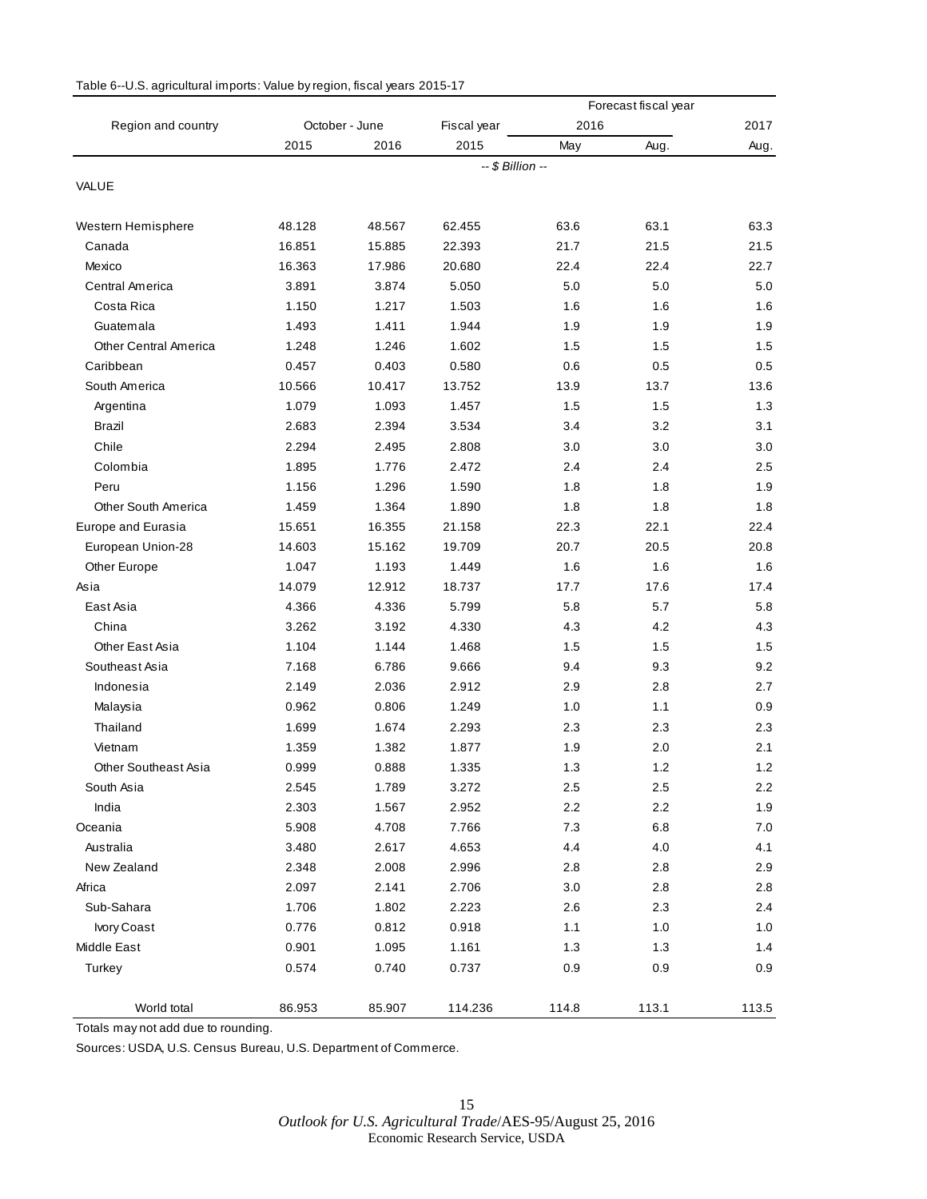Table 6--U.S. agricultural imports: Value by region, fiscal years 2015-17

| Region and country | October - June | | Fiscal year | Forecast fiscal year | | |
|---|---|---|---|---|---|---|
| | | | | 2016 | | 2017 |
| | 2015 | 2016 | 2015 | May | Aug. | Aug. |
| | -- $ Billion -- | | | | | |
| VALUE | | | | | | |
| Western Hemisphere | 48.128 | 48.567 | 62.455 | 63.6 | 63.1 | 63.3 |
| Canada | 16.851 | 15.885 | 22.393 | 21.7 | 21.5 | 21.5 |
| Mexico | 16.363 | 17.986 | 20.680 | 22.4 | 22.4 | 22.7 |
| Central America | 3.891 | 3.874 | 5.050 | 5.0 | 5.0 | 5.0 |
| Costa Rica | 1.150 | 1.217 | 1.503 | 1.6 | 1.6 | 1.6 |
| Guatemala | 1.493 | 1.411 | 1.944 | 1.9 | 1.9 | 1.9 |
| Other Central America | 1.248 | 1.246 | 1.602 | 1.5 | 1.5 | 1.5 |
| Caribbean | 0.457 | 0.403 | 0.580 | 0.6 | 0.5 | 0.5 |
| South America | 10.566 | 10.417 | 13.752 | 13.9 | 13.7 | 13.6 |
| Argentina | 1.079 | 1.093 | 1.457 | 1.5 | 1.5 | 1.3 |
| Brazil | 2.683 | 2.394 | 3.534 | 3.4 | 3.2 | 3.1 |
| Chile | 2.294 | 2.495 | 2.808 | 3.0 | 3.0 | 3.0 |
| Colombia | 1.895 | 1.776 | 2.472 | 2.4 | 2.4 | 2.5 |
| Peru | 1.156 | 1.296 | 1.590 | 1.8 | 1.8 | 1.9 |
| Other South America | 1.459 | 1.364 | 1.890 | 1.8 | 1.8 | 1.8 |
| Europe and Eurasia | 15.651 | 16.355 | 21.158 | 22.3 | 22.1 | 22.4 |
| European Union-28 | 14.603 | 15.162 | 19.709 | 20.7 | 20.5 | 20.8 |
| Other Europe | 1.047 | 1.193 | 1.449 | 1.6 | 1.6 | 1.6 |
| Asia | 14.079 | 12.912 | 18.737 | 17.7 | 17.6 | 17.4 |
| East Asia | 4.366 | 4.336 | 5.799 | 5.8 | 5.7 | 5.8 |
| China | 3.262 | 3.192 | 4.330 | 4.3 | 4.2 | 4.3 |
| Other East Asia | 1.104 | 1.144 | 1.468 | 1.5 | 1.5 | 1.5 |
| Southeast Asia | 7.168 | 6.786 | 9.666 | 9.4 | 9.3 | 9.2 |
| Indonesia | 2.149 | 2.036 | 2.912 | 2.9 | 2.8 | 2.7 |
| Malaysia | 0.962 | 0.806 | 1.249 | 1.0 | 1.1 | 0.9 |
| Thailand | 1.699 | 1.674 | 2.293 | 2.3 | 2.3 | 2.3 |
| Vietnam | 1.359 | 1.382 | 1.877 | 1.9 | 2.0 | 2.1 |
| Other Southeast Asia | 0.999 | 0.888 | 1.335 | 1.3 | 1.2 | 1.2 |
| South Asia | 2.545 | 1.789 | 3.272 | 2.5 | 2.5 | 2.2 |
| India | 2.303 | 1.567 | 2.952 | 2.2 | 2.2 | 1.9 |
| Oceania | 5.908 | 4.708 | 7.766 | 7.3 | 6.8 | 7.0 |
| Australia | 3.480 | 2.617 | 4.653 | 4.4 | 4.0 | 4.1 |
| New Zealand | 2.348 | 2.008 | 2.996 | 2.8 | 2.8 | 2.9 |
| Africa | 2.097 | 2.141 | 2.706 | 3.0 | 2.8 | 2.8 |
| Sub-Sahara | 1.706 | 1.802 | 2.223 | 2.6 | 2.3 | 2.4 |
| Ivory Coast | 0.776 | 0.812 | 0.918 | 1.1 | 1.0 | 1.0 |
| Middle East | 0.901 | 1.095 | 1.161 | 1.3 | 1.3 | 1.4 |
| Turkey | 0.574 | 0.740 | 0.737 | 0.9 | 0.9 | 0.9 |
| World total | 86.953 | 85.907 | 114.236 | 114.8 | 113.1 | 113.5 |

Totals may not add due to rounding.

Sources: USDA, U.S. Census Bureau, U.S. Department of Commerce.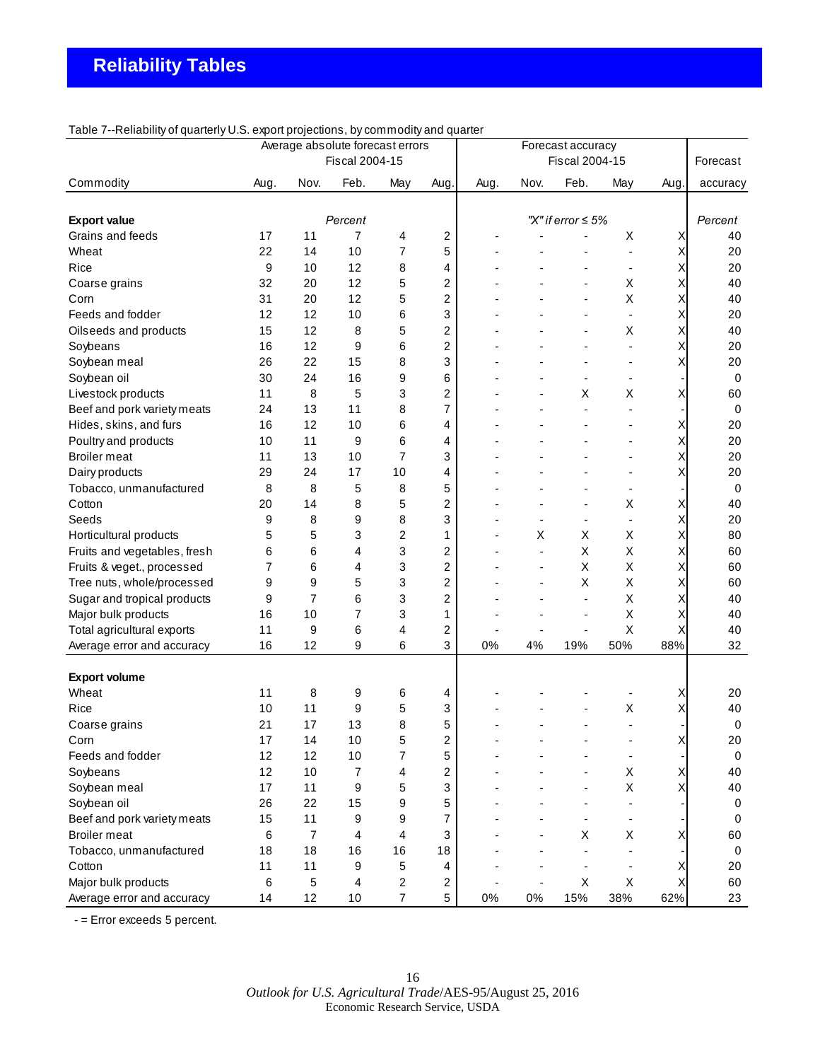# Reliability Tables

Table 7--Reliability of quarterly U.S. export projections, by commodity and quarter

| Commodity | Average absolute forecast errors Fiscal 2004-15 | | | | | Forecast accuracy Fiscal 2004-15 | | | | | Forecast accuracy |
|---|---|---|---|---|---|---|---|---|---|---|---|
| | Aug. | Nov. | Feb. | May | Aug. | Aug. | Nov. | Feb. | May | Aug. | |
| **Export value** | | | *Percent* | | | | | *"X" if error ≤ 5%* | | | *Percent* |
| Grains and feeds | 17 | 11 | 7 | 4 | 2 | - | - | - | X | X | 40 |
| Wheat | 22 | 14 | 10 | 7 | 5 | - | - | - | - | X | 20 |
| Rice | 9 | 10 | 12 | 8 | 4 | - | - | - | - | X | 20 |
| Coarse grains | 32 | 20 | 12 | 5 | 2 | - | - | - | X | X | 40 |
| Corn | 31 | 20 | 12 | 5 | 2 | - | - | - | X | X | 40 |
| Feeds and fodder | 12 | 12 | 10 | 6 | 3 | - | - | - | - | X | 20 |
| Oilseeds and products | 15 | 12 | 8 | 5 | 2 | - | - | - | X | X | 40 |
| Soybeans | 16 | 12 | 9 | 6 | 2 | - | - | - | - | X | 20 |
| Soybean meal | 26 | 22 | 15 | 8 | 3 | - | - | - | - | X | 20 |
| Soybean oil | 30 | 24 | 16 | 9 | 6 | - | - | - | - | - | 0 |
| Livestock products | 11 | 8 | 5 | 3 | 2 | - | - | X | X | X | 60 |
| Beef and pork variety meats | 24 | 13 | 11 | 8 | 7 | - | - | - | - | - | 0 |
| Hides, skins, and furs | 16 | 12 | 10 | 6 | 4 | - | - | - | - | X | 20 |
| Poultry and products | 10 | 11 | 9 | 6 | 4 | - | - | - | - | X | 20 |
| Broiler meat | 11 | 13 | 10 | 7 | 3 | - | - | - | - | X | 20 |
| Dairy products | 29 | 24 | 17 | 10 | 4 | - | - | - | - | X | 20 |
| Tobacco, unmanufactured | 8 | 8 | 5 | 8 | 5 | - | - | - | - | - | 0 |
| Cotton | 20 | 14 | 8 | 5 | 2 | - | - | - | X | X | 40 |
| Seeds | 9 | 8 | 9 | 8 | 3 | - | - | - | - | X | 20 |
| Horticultural products | 5 | 5 | 3 | 2 | 1 | - | X | X | X | X | 80 |
| Fruits and vegetables, fresh | 6 | 6 | 4 | 3 | 2 | - | - | X | X | X | 60 |
| Fruits & veget., processed | 7 | 6 | 4 | 3 | 2 | - | - | X | X | X | 60 |
| Tree nuts, whole/processed | 9 | 9 | 5 | 3 | 2 | - | - | X | X | X | 60 |
| Sugar and tropical products | 9 | 7 | 6 | 3 | 2 | - | - | - | X | X | 40 |
| Major bulk products | 16 | 10 | 7 | 3 | 1 | - | - | - | X | X | 40 |
| Total agricultural exports | 11 | 9 | 6 | 4 | 2 | - | - | - | X | X | 40 |
| Average error and accuracy | 16 | 12 | 9 | 6 | 3 | 0% | 4% | 19% | 50% | 88% | 32 |
| **Export volume** | | | | | | | | | | | |
| Wheat | 11 | 8 | 9 | 6 | 4 | - | - | - | - | X | 20 |
| Rice | 10 | 11 | 9 | 5 | 3 | - | - | - | X | X | 40 |
| Coarse grains | 21 | 17 | 13 | 8 | 5 | - | - | - | - | - | 0 |
| Corn | 17 | 14 | 10 | 5 | 2 | - | - | - | - | X | 20 |
| Feeds and fodder | 12 | 12 | 10 | 7 | 5 | - | - | - | - | - | 0 |
| Soybeans | 12 | 10 | 7 | 4 | 2 | - | - | - | X | X | 40 |
| Soybean meal | 17 | 11 | 9 | 5 | 3 | - | - | - | X | X | 40 |
| Soybean oil | 26 | 22 | 15 | 9 | 5 | - | - | - | - | - | 0 |
| Beef and pork variety meats | 15 | 11 | 9 | 9 | 7 | - | - | - | - | - | 0 |
| Broiler meat | 6 | 7 | 4 | 4 | 3 | - | - | X | X | X | 60 |
| Tobacco, unmanufactured | 18 | 18 | 16 | 16 | 18 | - | - | - | - | - | 0 |
| Cotton | 11 | 11 | 9 | 5 | 4 | - | - | - | - | X | 20 |
| Major bulk products | 6 | 5 | 4 | 2 | 2 | - | - | X | X | X | 60 |
| Average error and accuracy | 14 | 12 | 10 | 7 | 5 | 0% | 0% | 15% | 38% | 62% | 23 |

- = Error exceeds 5 percent.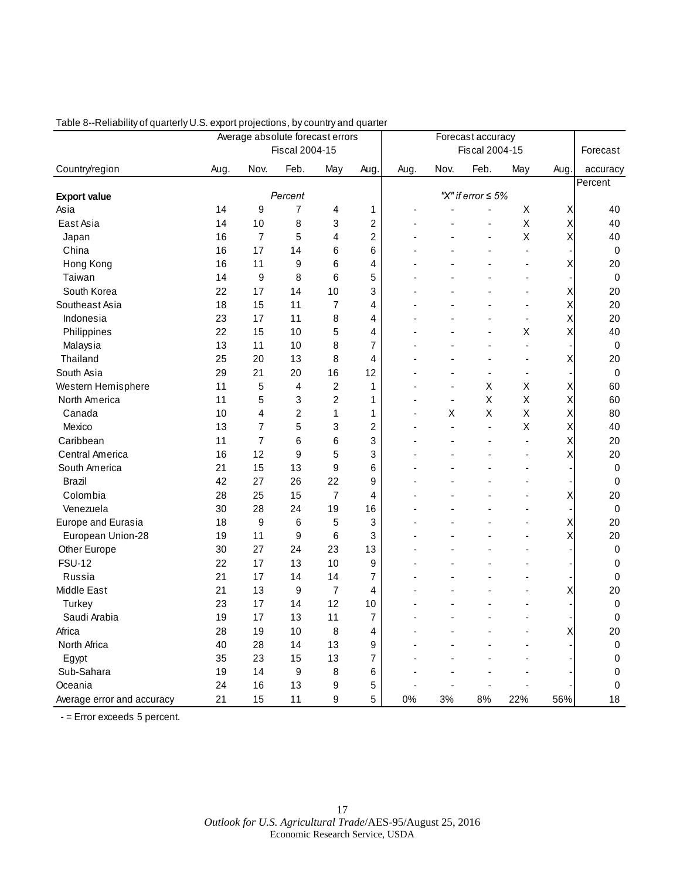Table 8--Reliability of quarterly U.S. export projections, by country and quarter

| Country/region | Average absolute forecast errors Fiscal 2004-15 | | | | | Forecast accuracy Fiscal 2004-15 | | | | | Forecast accuracy |
|---|---|---|---|---|---|---|---|---|---|---|---|
| | Aug. | Nov. | Feb. | May | Aug. | Aug. | Nov. | Feb. | May | Aug. | |
| | | | | | | | | | | | Percent |
| **Export value** | | | *Percent* | | | | | *"X" if error ≤ 5%* | | | |
| Asia | 14 | 9 | 7 | 4 | 1 | - | - | - | X | X | 40 |
| East Asia | 14 | 10 | 8 | 3 | 2 | - | - | - | X | X | 40 |
| Japan | 16 | 7 | 5 | 4 | 2 | - | - | - | X | X | 40 |
| China | 16 | 17 | 14 | 6 | 6 | - | - | - | - | - | 0 |
| Hong Kong | 16 | 11 | 9 | 6 | 4 | - | - | - | - | X | 20 |
| Taiwan | 14 | 9 | 8 | 6 | 5 | - | - | - | - | - | 0 |
| South Korea | 22 | 17 | 14 | 10 | 3 | - | - | - | - | X | 20 |
| Southeast Asia | 18 | 15 | 11 | 7 | 4 | - | - | - | - | X | 20 |
| Indonesia | 23 | 17 | 11 | 8 | 4 | - | - | - | - | X | 20 |
| Philippines | 22 | 15 | 10 | 5 | 4 | - | - | - | X | X | 40 |
| Malaysia | 13 | 11 | 10 | 8 | 7 | - | - | - | - | - | 0 |
| Thailand | 25 | 20 | 13 | 8 | 4 | - | - | - | - | X | 20 |
| South Asia | 29 | 21 | 20 | 16 | 12 | - | - | - | - | - | 0 |
| Western Hemisphere | 11 | 5 | 4 | 2 | 1 | - | - | X | X | X | 60 |
| North America | 11 | 5 | 3 | 2 | 1 | - | - | X | X | X | 60 |
| Canada | 10 | 4 | 2 | 1 | 1 | - | X | X | X | X | 80 |
| Mexico | 13 | 7 | 5 | 3 | 2 | - | - | - | X | X | 40 |
| Caribbean | 11 | 7 | 6 | 6 | 3 | - | - | - | - | X | 20 |
| Central America | 16 | 12 | 9 | 5 | 3 | - | - | - | - | X | 20 |
| South America | 21 | 15 | 13 | 9 | 6 | - | - | - | - | - | 0 |
| Brazil | 42 | 27 | 26 | 22 | 9 | - | - | - | - | - | 0 |
| Colombia | 28 | 25 | 15 | 7 | 4 | - | - | - | - | X | 20 |
| Venezuela | 30 | 28 | 24 | 19 | 16 | - | - | - | - | - | 0 |
| Europe and Eurasia | 18 | 9 | 6 | 5 | 3 | - | - | - | - | X | 20 |
| European Union-28 | 19 | 11 | 9 | 6 | 3 | - | - | - | - | X | 20 |
| Other Europe | 30 | 27 | 24 | 23 | 13 | - | - | - | - | - | 0 |
| FSU-12 | 22 | 17 | 13 | 10 | 9 | - | - | - | - | - | 0 |
| Russia | 21 | 17 | 14 | 14 | 7 | - | - | - | - | - | 0 |
| Middle East | 21 | 13 | 9 | 7 | 4 | - | - | - | - | X | 20 |
| Turkey | 23 | 17 | 14 | 12 | 10 | - | - | - | - | - | 0 |
| Saudi Arabia | 19 | 17 | 13 | 11 | 7 | - | - | - | - | - | 0 |
| Africa | 28 | 19 | 10 | 8 | 4 | - | - | - | - | X | 20 |
| North Africa | 40 | 28 | 14 | 13 | 9 | - | - | - | - | - | 0 |
| Egypt | 35 | 23 | 15 | 13 | 7 | - | - | - | - | - | 0 |
| Sub-Sahara | 19 | 14 | 9 | 8 | 6 | - | - | - | - | - | 0 |
| Oceania | 24 | 16 | 13 | 9 | 5 | - | - | - | - | - | 0 |
| Average error and accuracy | 21 | 15 | 11 | 9 | 5 | 0% | 3% | 8% | 22% | 56% | 18 |

- = Error exceeds 5 percent.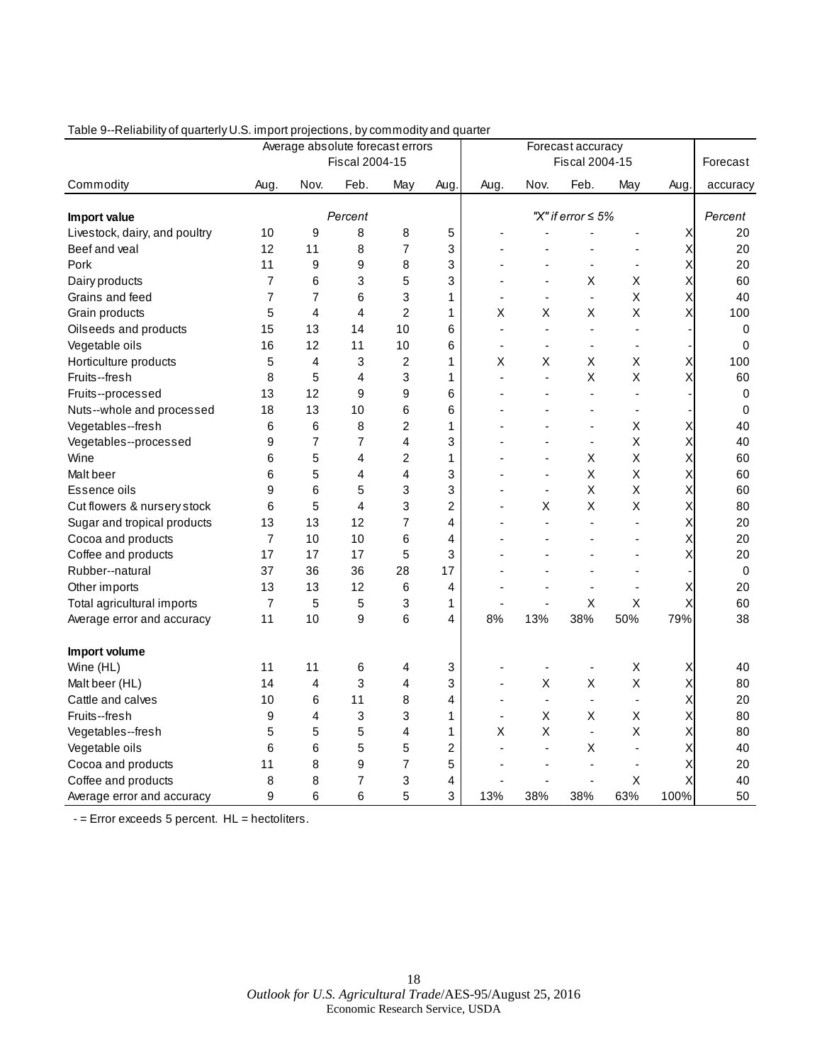Table 9--Reliability of quarterly U.S. import projections, by commodity and quarter

| Commodity | Average absolute forecast errors Fiscal 2004-15 | | | | | Forecast accuracy Fiscal 2004-15 | | | | | Forecast |
|---|---|---|---|---|---|---|---|---|---|---|---|
| | Aug. | Nov. | Feb. | May | Aug. | Aug. | Nov. | Feb. | May | Aug. | accuracy |
| **Import value** | | | *Percent* | | | | | *"X" if error ≤ 5%* | | | *Percent* |
| Livestock, dairy, and poultry | 10 | 9 | 8 | 8 | 5 | - | - | - | - | X | 20 |
| Beef and veal | 12 | 11 | 8 | 7 | 3 | - | - | - | - | X | 20 |
| Pork | 11 | 9 | 9 | 8 | 3 | - | - | - | - | X | 20 |
| Dairy products | 7 | 6 | 3 | 5 | 3 | - | - | X | X | X | 60 |
| Grains and feed | 7 | 7 | 6 | 3 | 1 | - | - | - | X | X | 40 |
| Grain products | 5 | 4 | 4 | 2 | 1 | X | X | X | X | X | 100 |
| Oilseeds and products | 15 | 13 | 14 | 10 | 6 | - | - | - | - | - | 0 |
| Vegetable oils | 16 | 12 | 11 | 10 | 6 | - | - | - | - | - | 0 |
| Horticulture products | 5 | 4 | 3 | 2 | 1 | X | X | X | X | X | 100 |
| Fruits--fresh | 8 | 5 | 4 | 3 | 1 | - | - | X | X | X | 60 |
| Fruits--processed | 13 | 12 | 9 | 9 | 6 | - | - | - | - | - | 0 |
| Nuts--whole and processed | 18 | 13 | 10 | 6 | 6 | - | - | - | - | - | 0 |
| Vegetables--fresh | 6 | 6 | 8 | 2 | 1 | - | - | - | X | X | 40 |
| Vegetables--processed | 9 | 7 | 7 | 4 | 3 | - | - | - | X | X | 40 |
| Wine | 6 | 5 | 4 | 2 | 1 | - | - | X | X | X | 60 |
| Malt beer | 6 | 5 | 4 | 4 | 3 | - | - | X | X | X | 60 |
| Essence oils | 9 | 6 | 5 | 3 | 3 | - | - | X | X | X | 60 |
| Cut flowers & nursery stock | 6 | 5 | 4 | 3 | 2 | - | X | X | X | X | 80 |
| Sugar and tropical products | 13 | 13 | 12 | 7 | 4 | - | - | - | - | X | 20 |
| Cocoa and products | 7 | 10 | 10 | 6 | 4 | - | - | - | - | X | 20 |
| Coffee and products | 17 | 17 | 17 | 5 | 3 | - | - | - | - | X | 20 |
| Rubber--natural | 37 | 36 | 36 | 28 | 17 | - | - | - | - | - | 0 |
| Other imports | 13 | 13 | 12 | 6 | 4 | - | - | - | - | X | 20 |
| Total agricultural imports | 7 | 5 | 5 | 3 | 1 | - | - | X | X | X | 60 |
| Average error and accuracy | 11 | 10 | 9 | 6 | 4 | 8% | 13% | 38% | 50% | 79% | 38 |
| **Import volume** | | | | | | | | | | | |
| Wine (HL) | 11 | 11 | 6 | 4 | 3 | - | - | - | X | X | 40 |
| Malt beer (HL) | 14 | 4 | 3 | 4 | 3 | - | X | X | X | X | 80 |
| Cattle and calves | 10 | 6 | 11 | 8 | 4 | - | - | - | - | X | 20 |
| Fruits--fresh | 9 | 4 | 3 | 3 | 1 | - | X | X | X | X | 80 |
| Vegetables--fresh | 5 | 5 | 5 | 4 | 1 | X | X | - | X | X | 80 |
| Vegetable oils | 6 | 6 | 5 | 5 | 2 | - | - | X | - | X | 40 |
| Cocoa and products | 11 | 8 | 9 | 7 | 5 | - | - | - | - | X | 20 |
| Coffee and products | 8 | 8 | 7 | 3 | 4 | - | - | - | X | X | 40 |
| Average error and accuracy | 9 | 6 | 6 | 5 | 3 | 13% | 38% | 38% | 63% | 100% | 50 |

- = Error exceeds 5 percent. HL = hectoliters.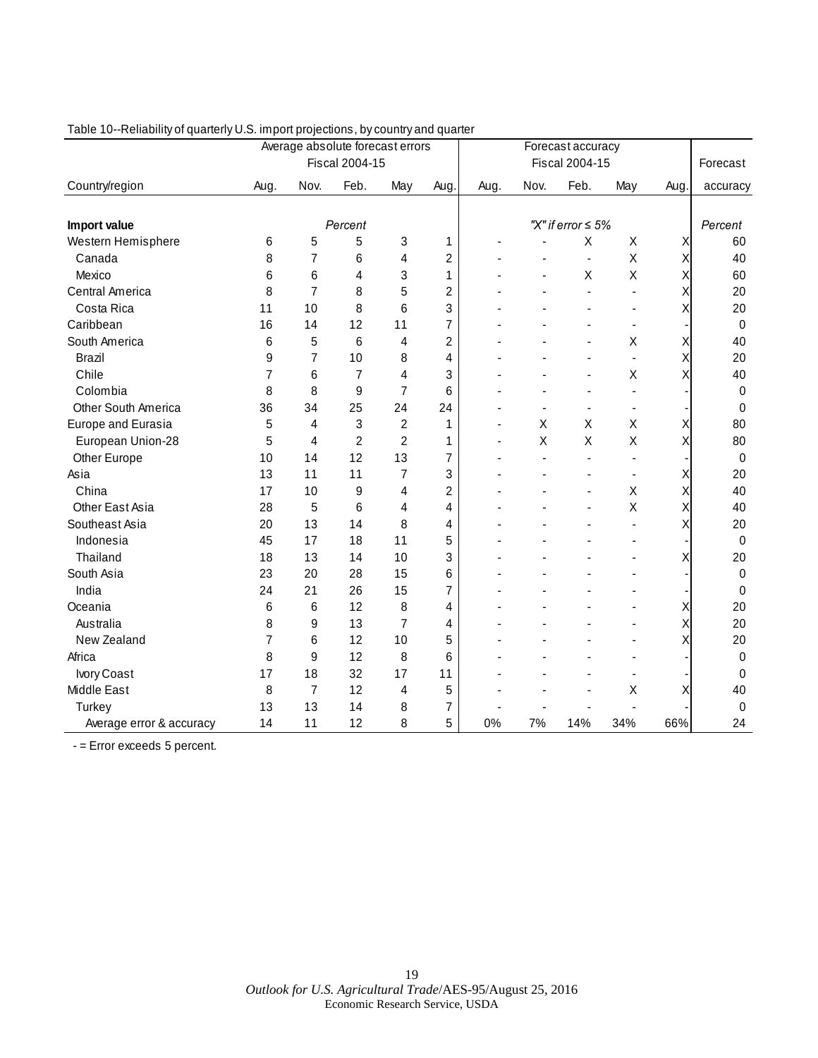Table 10--Reliability of quarterly U.S. import projections, by country and quarter

| | Average absolute forecast errors | | | | | Forecast accuracy | | | | | Forecast |
|---|---|---|---|---|---|---|---|---|---|---|---|
| | Fiscal 2004-15 | | | | | Fiscal 2004-15 | | | | | |
| Country/region | Aug. | Nov. | Feb. | May | Aug. | Aug. | Nov. | Feb. | May | Aug. | accuracy |
| **Import value** | | | *Percent* | | | | | *"X" if error ≤ 5%* | | | *Percent* |
| Western Hemisphere | 6 | 5 | 5 | 3 | 1 | - | - | X | X | X | 60 |
| Canada | 8 | 7 | 6 | 4 | 2 | - | - | - | X | X | 40 |
| Mexico | 6 | 6 | 4 | 3 | 1 | - | - | X | X | X | 60 |
| Central America | 8 | 7 | 8 | 5 | 2 | - | - | - | - | X | 20 |
| Costa Rica | 11 | 10 | 8 | 6 | 3 | - | - | - | - | X | 20 |
| Caribbean | 16 | 14 | 12 | 11 | 7 | - | - | - | - | - | 0 |
| South America | 6 | 5 | 6 | 4 | 2 | - | - | - | X | X | 40 |
| Brazil | 9 | 7 | 10 | 8 | 4 | - | - | - | - | X | 20 |
| Chile | 7 | 6 | 7 | 4 | 3 | - | - | - | X | X | 40 |
| Colombia | 8 | 8 | 9 | 7 | 6 | - | - | - | - | - | 0 |
| Other South America | 36 | 34 | 25 | 24 | 24 | - | - | - | - | - | 0 |
| Europe and Eurasia | 5 | 4 | 3 | 2 | 1 | - | X | X | X | X | 80 |
| European Union-28 | 5 | 4 | 2 | 2 | 1 | - | X | X | X | X | 80 |
| Other Europe | 10 | 14 | 12 | 13 | 7 | - | - | - | - | - | 0 |
| Asia | 13 | 11 | 11 | 7 | 3 | - | - | - | - | X | 20 |
| China | 17 | 10 | 9 | 4 | 2 | - | - | - | X | X | 40 |
| Other East Asia | 28 | 5 | 6 | 4 | 4 | - | - | - | X | X | 40 |
| Southeast Asia | 20 | 13 | 14 | 8 | 4 | - | - | - | - | X | 20 |
| Indonesia | 45 | 17 | 18 | 11 | 5 | - | - | - | - | - | 0 |
| Thailand | 18 | 13 | 14 | 10 | 3 | - | - | - | - | X | 20 |
| South Asia | 23 | 20 | 28 | 15 | 6 | - | - | - | - | - | 0 |
| India | 24 | 21 | 26 | 15 | 7 | - | - | - | - | - | 0 |
| Oceania | 6 | 6 | 12 | 8 | 4 | - | - | - | - | X | 20 |
| Australia | 8 | 9 | 13 | 7 | 4 | - | - | - | - | X | 20 |
| New Zealand | 7 | 6 | 12 | 10 | 5 | - | - | - | - | X | 20 |
| Africa | 8 | 9 | 12 | 8 | 6 | - | - | - | - | - | 0 |
| Ivory Coast | 17 | 18 | 32 | 17 | 11 | - | - | - | - | - | 0 |
| Middle East | 8 | 7 | 12 | 4 | 5 | - | - | - | X | X | 40 |
| Turkey | 13 | 13 | 14 | 8 | 7 | - | - | - | - | - | 0 |
| Average error & accuracy | 14 | 11 | 12 | 8 | 5 | 0% | 7% | 14% | 34% | 66% | 24 |

- = Error exceeds 5 percent.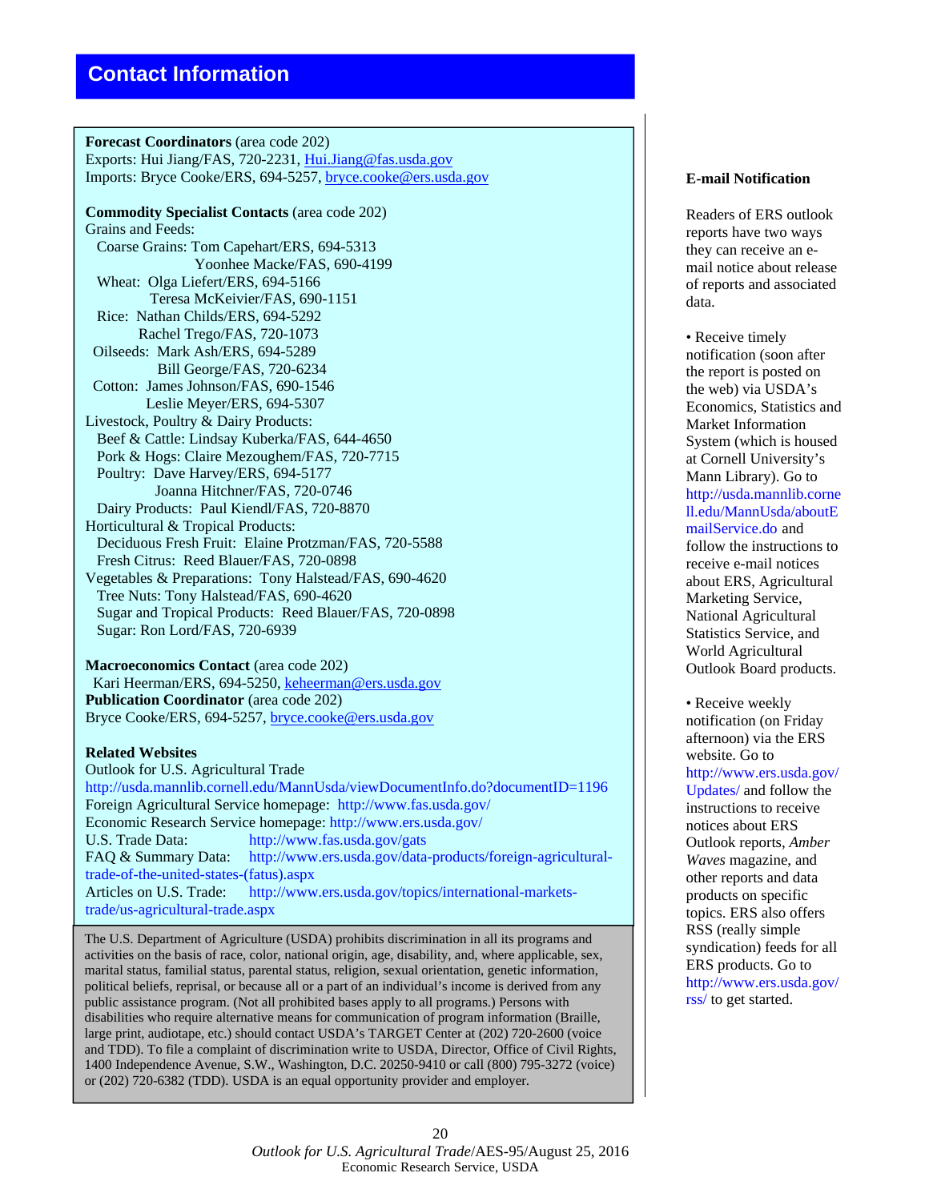# Contact Information

**Forecast Coordinators** (area code 202)
Exports: Hui Jiang/FAS, 720-2231, Hui.Jiang@fas.usda.gov
Imports: Bryce Cooke/ERS, 694-5257, bryce.cooke@ers.usda.gov

**Commodity Specialist Contacts** (area code 202)
Grains and Feeds:
  Coarse Grains: Tom Capehart/ERS, 694-5313
    Yoonhee Macke/FAS, 690-4199
  Wheat: Olga Liefert/ERS, 694-5166
    Teresa McKeivier/FAS, 690-1151
  Rice: Nathan Childs/ERS, 694-5292
    Rachel Trego/FAS, 720-1073
  Oilseeds: Mark Ash/ERS, 694-5289
    Bill George/FAS, 720-6234
  Cotton: James Johnson/FAS, 690-1546
    Leslie Meyer/ERS, 694-5307
Livestock, Poultry & Dairy Products:
  Beef & Cattle: Lindsay Kuberka/FAS, 644-4650
  Pork & Hogs: Claire Mezoughem/FAS, 720-7715
  Poultry: Dave Harvey/ERS, 694-5177
    Joanna Hitchner/FAS, 720-0746
  Dairy Products: Paul Kiendl/FAS, 720-8870
Horticultural & Tropical Products:
  Deciduous Fresh Fruit: Elaine Protzman/FAS, 720-5588
  Fresh Citrus: Reed Blauer/FAS, 720-0898
Vegetables & Preparations: Tony Halstead/FAS, 690-4620
  Tree Nuts: Tony Halstead/FAS, 690-4620
  Sugar and Tropical Products: Reed Blauer/FAS, 720-0898
  Sugar: Ron Lord/FAS, 720-6939

**Macroeconomics Contact** (area code 202)
Kari Heerman/ERS, 694-5250, keheerman@ers.usda.gov
**Publication Coordinator** (area code 202)
Bryce Cooke/ERS, 694-5257, bryce.cooke@ers.usda.gov

**Related Websites**
Outlook for U.S. Agricultural Trade
http://usda.mannlib.cornell.edu/MannUsda/viewDocumentInfo.do?documentID=1196
Foreign Agricultural Service homepage: http://www.fas.usda.gov/
Economic Research Service homepage: http://www.ers.usda.gov/
U.S. Trade Data: http://www.fas.usda.gov/gats
FAQ & Summary Data: http://www.ers.usda.gov/data-products/foreign-agricultural-trade-of-the-united-states-(fatus).aspx
Articles on U.S. Trade: http://www.ers.usda.gov/topics/international-markets-trade/us-agricultural-trade.aspx

The U.S. Department of Agriculture (USDA) prohibits discrimination in all its programs and activities on the basis of race, color, national origin, age, disability, and, where applicable, sex, marital status, familial status, parental status, religion, sexual orientation, genetic information, political beliefs, reprisal, or because all or a part of an individual's income is derived from any public assistance program. (Not all prohibited bases apply to all programs.) Persons with disabilities who require alternative means for communication of program information (Braille, large print, audiotape, etc.) should contact USDA's TARGET Center at (202) 720-2600 (voice and TDD). To file a complaint of discrimination write to USDA, Director, Office of Civil Rights, 1400 Independence Avenue, S.W., Washington, D.C. 20250-9410 or call (800) 795-3272 (voice) or (202) 720-6382 (TDD). USDA is an equal opportunity provider and employer.

**E-mail Notification**

Readers of ERS outlook reports have two ways they can receive an e-mail notice about release of reports and associated data.

- Receive timely notification (soon after the report is posted on the web) via USDA's Economics, Statistics and Market Information System (which is housed at Cornell University's Mann Library). Go to http://usda.mannlib.cornell.edu/MannUsda/aboutEmailService.do and follow the instructions to receive e-mail notices about ERS, Agricultural Marketing Service, National Agricultural Statistics Service, and World Agricultural Outlook Board products.

- Receive weekly notification (on Friday afternoon) via the ERS website. Go to http://www.ers.usda.gov/Updates/ and follow the instructions to receive notices about ERS Outlook reports, *Amber Waves* magazine, and other reports and data products on specific topics. ERS also offers RSS (really simple syndication) feeds for all ERS products. Go to http://www.ers.usda.gov/rss/ to get started.